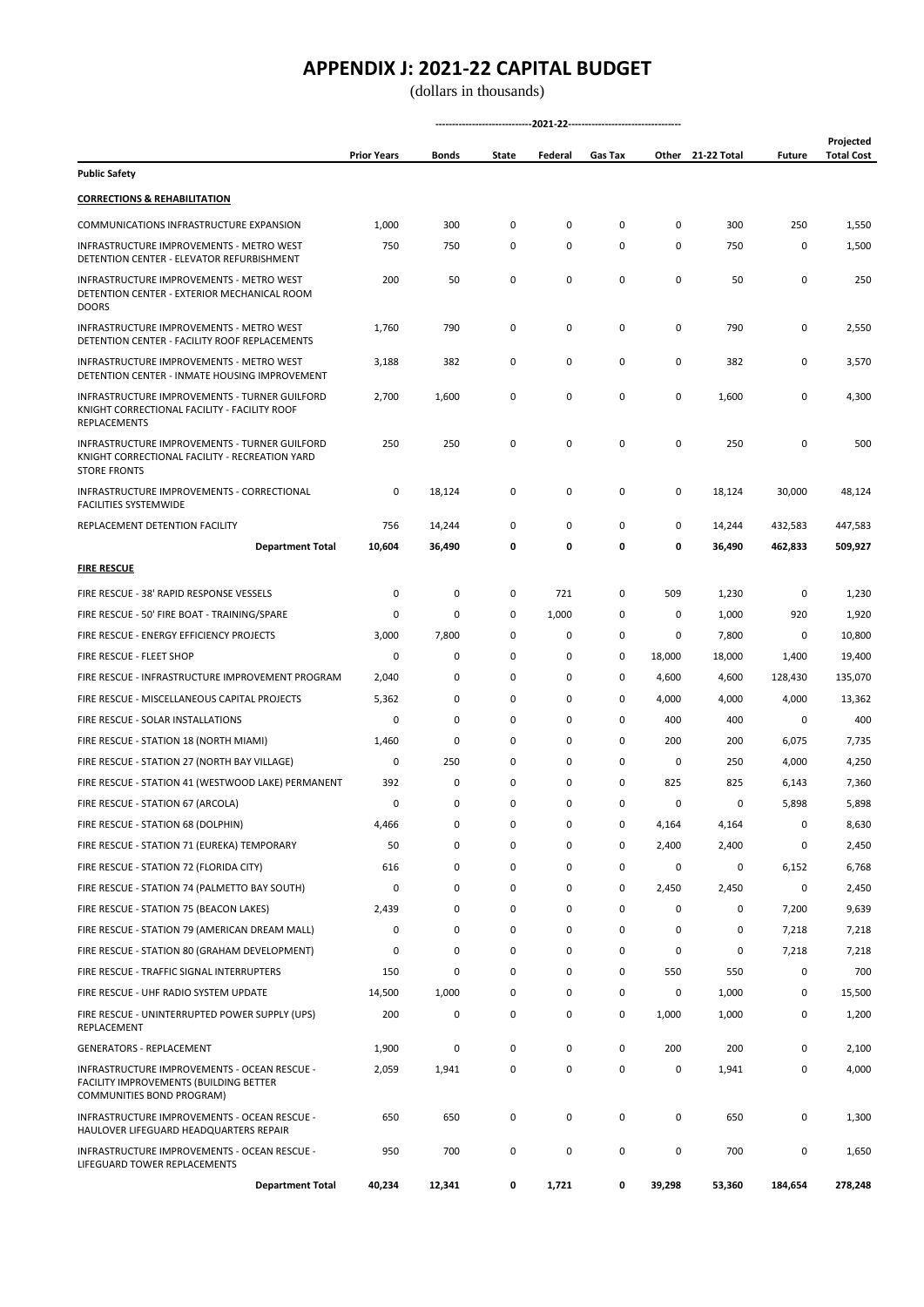# APPENDIX J: 2021-22 CAPITAL BUDGET

(dollars in thousands)

| | Prior Years | 2021-22 Bonds | 2021-22 State | 2021-22 Federal | 2021-22 Gas Tax | 2021-22 Other | 21-22 Total | Future | Projected Total Cost |
|---|---|---|---|---|---|---|---|---|---|
| **Public Safety** | | | | | | | | | |
| **CORRECTIONS & REHABILITATION** | | | | | | | | | |
| COMMUNICATIONS INFRASTRUCTURE EXPANSION | 1,000 | 300 | 0 | 0 | 0 | 0 | 300 | 250 | 1,550 |
| INFRASTRUCTURE IMPROVEMENTS - METRO WEST DETENTION CENTER - ELEVATOR REFURBISHMENT | 750 | 750 | 0 | 0 | 0 | 0 | 750 | 0 | 1,500 |
| INFRASTRUCTURE IMPROVEMENTS - METRO WEST DETENTION CENTER - EXTERIOR MECHANICAL ROOM DOORS | 200 | 50 | 0 | 0 | 0 | 0 | 50 | 0 | 250 |
| INFRASTRUCTURE IMPROVEMENTS - METRO WEST DETENTION CENTER - FACILITY ROOF REPLACEMENTS | 1,760 | 790 | 0 | 0 | 0 | 0 | 790 | 0 | 2,550 |
| INFRASTRUCTURE IMPROVEMENTS - METRO WEST DETENTION CENTER - INMATE HOUSING IMPROVEMENT | 3,188 | 382 | 0 | 0 | 0 | 0 | 382 | 0 | 3,570 |
| INFRASTRUCTURE IMPROVEMENTS - TURNER GUILFORD KNIGHT CORRECTIONAL FACILITY - FACILITY ROOF REPLACEMENTS | 2,700 | 1,600 | 0 | 0 | 0 | 0 | 1,600 | 0 | 4,300 |
| INFRASTRUCTURE IMPROVEMENTS - TURNER GUILFORD KNIGHT CORRECTIONAL FACILITY - RECREATION YARD STORE FRONTS | 250 | 250 | 0 | 0 | 0 | 0 | 250 | 0 | 500 |
| INFRASTRUCTURE IMPROVEMENTS - CORRECTIONAL FACILITIES SYSTEMWIDE | 0 | 18,124 | 0 | 0 | 0 | 0 | 18,124 | 30,000 | 48,124 |
| REPLACEMENT DETENTION FACILITY | 756 | 14,244 | 0 | 0 | 0 | 0 | 14,244 | 432,583 | 447,583 |
| **Department Total** | **10,604** | **36,490** | **0** | **0** | **0** | **0** | **36,490** | **462,833** | **509,927** |
| **FIRE RESCUE** | | | | | | | | | |
| FIRE RESCUE - 38' RAPID RESPONSE VESSELS | 0 | 0 | 0 | 721 | 0 | 509 | 1,230 | 0 | 1,230 |
| FIRE RESCUE - 50' FIRE BOAT - TRAINING/SPARE | 0 | 0 | 0 | 1,000 | 0 | 0 | 1,000 | 920 | 1,920 |
| FIRE RESCUE - ENERGY EFFICIENCY PROJECTS | 3,000 | 7,800 | 0 | 0 | 0 | 0 | 7,800 | 0 | 10,800 |
| FIRE RESCUE - FLEET SHOP | 0 | 0 | 0 | 0 | 0 | 18,000 | 18,000 | 1,400 | 19,400 |
| FIRE RESCUE - INFRASTRUCTURE IMPROVEMENT PROGRAM | 2,040 | 0 | 0 | 0 | 0 | 4,600 | 4,600 | 128,430 | 135,070 |
| FIRE RESCUE - MISCELLANEOUS CAPITAL PROJECTS | 5,362 | 0 | 0 | 0 | 0 | 4,000 | 4,000 | 4,000 | 13,362 |
| FIRE RESCUE - SOLAR INSTALLATIONS | 0 | 0 | 0 | 0 | 0 | 400 | 400 | 0 | 400 |
| FIRE RESCUE - STATION 18 (NORTH MIAMI) | 1,460 | 0 | 0 | 0 | 0 | 200 | 200 | 6,075 | 7,735 |
| FIRE RESCUE - STATION 27 (NORTH BAY VILLAGE) | 0 | 250 | 0 | 0 | 0 | 0 | 250 | 4,000 | 4,250 |
| FIRE RESCUE - STATION 41 (WESTWOOD LAKE) PERMANENT | 392 | 0 | 0 | 0 | 0 | 825 | 825 | 6,143 | 7,360 |
| FIRE RESCUE - STATION 67 (ARCOLA) | 0 | 0 | 0 | 0 | 0 | 0 | 0 | 5,898 | 5,898 |
| FIRE RESCUE - STATION 68 (DOLPHIN) | 4,466 | 0 | 0 | 0 | 0 | 4,164 | 4,164 | 0 | 8,630 |
| FIRE RESCUE - STATION 71 (EUREKA) TEMPORARY | 50 | 0 | 0 | 0 | 0 | 2,400 | 2,400 | 0 | 2,450 |
| FIRE RESCUE - STATION 72 (FLORIDA CITY) | 616 | 0 | 0 | 0 | 0 | 0 | 0 | 6,152 | 6,768 |
| FIRE RESCUE - STATION 74 (PALMETTO BAY SOUTH) | 0 | 0 | 0 | 0 | 0 | 2,450 | 2,450 | 0 | 2,450 |
| FIRE RESCUE - STATION 75 (BEACON LAKES) | 2,439 | 0 | 0 | 0 | 0 | 0 | 0 | 7,200 | 9,639 |
| FIRE RESCUE - STATION 79 (AMERICAN DREAM MALL) | 0 | 0 | 0 | 0 | 0 | 0 | 0 | 7,218 | 7,218 |
| FIRE RESCUE - STATION 80 (GRAHAM DEVELOPMENT) | 0 | 0 | 0 | 0 | 0 | 0 | 0 | 7,218 | 7,218 |
| FIRE RESCUE - TRAFFIC SIGNAL INTERRUPTERS | 150 | 0 | 0 | 0 | 0 | 550 | 550 | 0 | 700 |
| FIRE RESCUE - UHF RADIO SYSTEM UPDATE | 14,500 | 1,000 | 0 | 0 | 0 | 0 | 1,000 | 0 | 15,500 |
| FIRE RESCUE - UNINTERRUPTED POWER SUPPLY (UPS) REPLACEMENT | 200 | 0 | 0 | 0 | 0 | 1,000 | 1,000 | 0 | 1,200 |
| GENERATORS - REPLACEMENT | 1,900 | 0 | 0 | 0 | 0 | 200 | 200 | 0 | 2,100 |
| INFRASTRUCTURE IMPROVEMENTS - OCEAN RESCUE - FACILITY IMPROVEMENTS (BUILDING BETTER COMMUNITIES BOND PROGRAM) | 2,059 | 1,941 | 0 | 0 | 0 | 0 | 1,941 | 0 | 4,000 |
| INFRASTRUCTURE IMPROVEMENTS - OCEAN RESCUE - HAULOVER LIFEGUARD HEADQUARTERS REPAIR | 650 | 650 | 0 | 0 | 0 | 0 | 650 | 0 | 1,300 |
| INFRASTRUCTURE IMPROVEMENTS - OCEAN RESCUE - LIFEGUARD TOWER REPLACEMENTS | 950 | 700 | 0 | 0 | 0 | 0 | 700 | 0 | 1,650 |
| **Department Total** | **40,234** | **12,341** | **0** | **1,721** | **0** | **39,298** | **53,360** | **184,654** | **278,248** |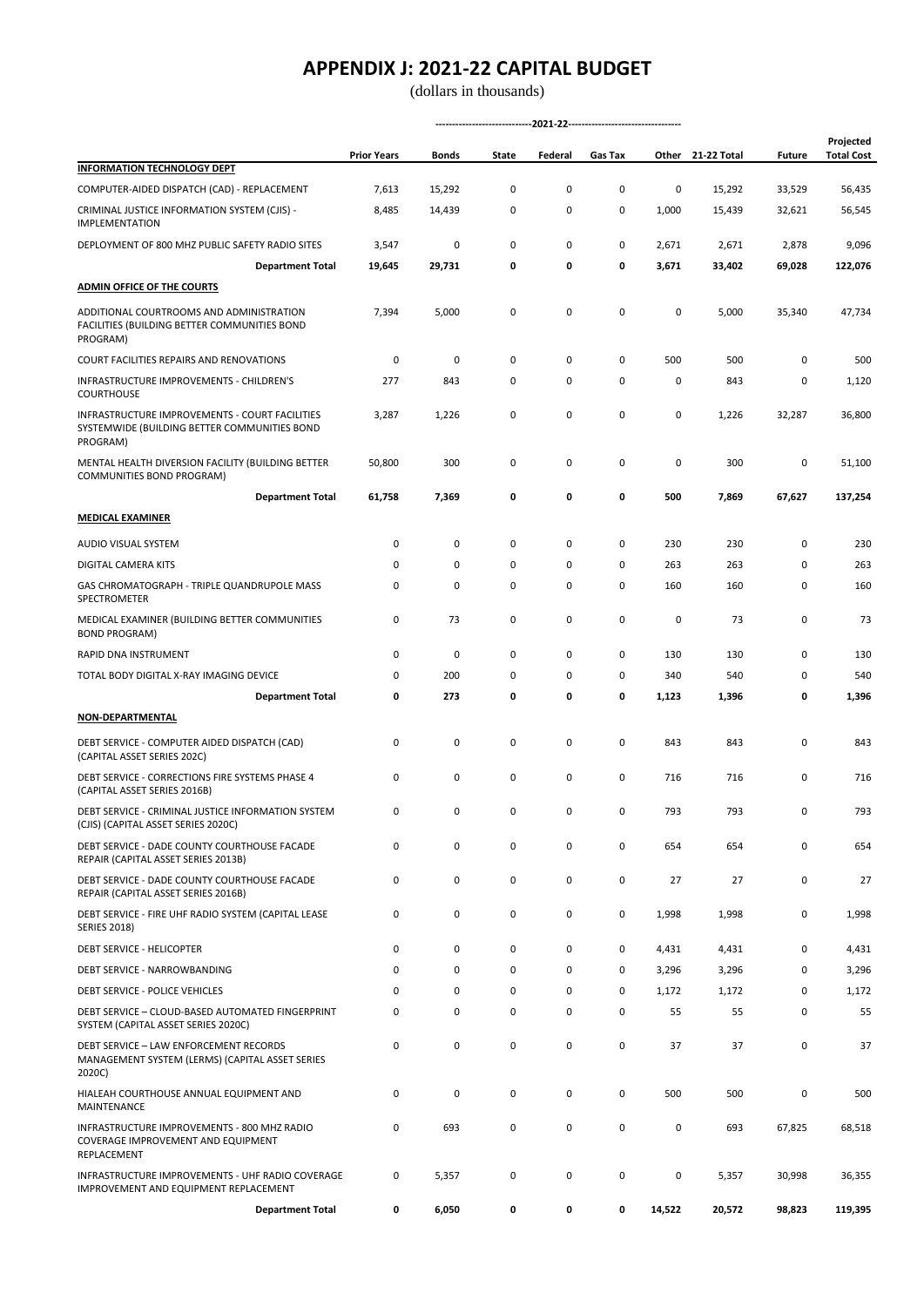# APPENDIX J: 2021-22 CAPITAL BUDGET

(dollars in thousands)

| | Prior Years | 2021-22 Bonds | State | Federal | Gas Tax | Other | 21-22 Total | Future | Projected Total Cost |
|---|---|---|---|---|---|---|---|---|---|
| **INFORMATION TECHNOLOGY DEPT** | | | | | | | | | |
| COMPUTER-AIDED DISPATCH (CAD) - REPLACEMENT | 7,613 | 15,292 | 0 | 0 | 0 | 0 | 15,292 | 33,529 | 56,435 |
| CRIMINAL JUSTICE INFORMATION SYSTEM (CJIS) - IMPLEMENTATION | 8,485 | 14,439 | 0 | 0 | 0 | 1,000 | 15,439 | 32,621 | 56,545 |
| DEPLOYMENT OF 800 MHZ PUBLIC SAFETY RADIO SITES | 3,547 | 0 | 0 | 0 | 0 | 2,671 | 2,671 | 2,878 | 9,096 |
| **Department Total** | **19,645** | **29,731** | **0** | **0** | **0** | **3,671** | **33,402** | **69,028** | **122,076** |
| **ADMIN OFFICE OF THE COURTS** | | | | | | | | | |
| ADDITIONAL COURTROOMS AND ADMINISTRATION FACILITIES (BUILDING BETTER COMMUNITIES BOND PROGRAM) | 7,394 | 5,000 | 0 | 0 | 0 | 0 | 5,000 | 35,340 | 47,734 |
| COURT FACILITIES REPAIRS AND RENOVATIONS | 0 | 0 | 0 | 0 | 0 | 500 | 500 | 0 | 500 |
| INFRASTRUCTURE IMPROVEMENTS - CHILDREN'S COURTHOUSE | 277 | 843 | 0 | 0 | 0 | 0 | 843 | 0 | 1,120 |
| INFRASTRUCTURE IMPROVEMENTS - COURT FACILITIES SYSTEMWIDE (BUILDING BETTER COMMUNITIES BOND PROGRAM) | 3,287 | 1,226 | 0 | 0 | 0 | 0 | 1,226 | 32,287 | 36,800 |
| MENTAL HEALTH DIVERSION FACILITY (BUILDING BETTER COMMUNITIES BOND PROGRAM) | 50,800 | 300 | 0 | 0 | 0 | 0 | 300 | 0 | 51,100 |
| **Department Total** | **61,758** | **7,369** | **0** | **0** | **0** | **500** | **7,869** | **67,627** | **137,254** |
| **MEDICAL EXAMINER** | | | | | | | | | |
| AUDIO VISUAL SYSTEM | 0 | 0 | 0 | 0 | 0 | 230 | 230 | 0 | 230 |
| DIGITAL CAMERA KITS | 0 | 0 | 0 | 0 | 0 | 263 | 263 | 0 | 263 |
| GAS CHROMATOGRAPH - TRIPLE QUANDRUPOLE MASS SPECTROMETER | 0 | 0 | 0 | 0 | 0 | 160 | 160 | 0 | 160 |
| MEDICAL EXAMINER (BUILDING BETTER COMMUNITIES BOND PROGRAM) | 0 | 73 | 0 | 0 | 0 | 0 | 73 | 0 | 73 |
| RAPID DNA INSTRUMENT | 0 | 0 | 0 | 0 | 0 | 130 | 130 | 0 | 130 |
| TOTAL BODY DIGITAL X-RAY IMAGING DEVICE | 0 | 200 | 0 | 0 | 0 | 340 | 540 | 0 | 540 |
| **Department Total** | **0** | **273** | **0** | **0** | **0** | **1,123** | **1,396** | **0** | **1,396** |
| **NON-DEPARTMENTAL** | | | | | | | | | |
| DEBT SERVICE - COMPUTER AIDED DISPATCH (CAD) (CAPITAL ASSET SERIES 202C) | 0 | 0 | 0 | 0 | 0 | 843 | 843 | 0 | 843 |
| DEBT SERVICE - CORRECTIONS FIRE SYSTEMS PHASE 4 (CAPITAL ASSET SERIES 2016B) | 0 | 0 | 0 | 0 | 0 | 716 | 716 | 0 | 716 |
| DEBT SERVICE - CRIMINAL JUSTICE INFORMATION SYSTEM (CJIS) (CAPITAL ASSET SERIES 2020C) | 0 | 0 | 0 | 0 | 0 | 793 | 793 | 0 | 793 |
| DEBT SERVICE - DADE COUNTY COURTHOUSE FACADE REPAIR (CAPITAL ASSET SERIES 2013B) | 0 | 0 | 0 | 0 | 0 | 654 | 654 | 0 | 654 |
| DEBT SERVICE - DADE COUNTY COURTHOUSE FACADE REPAIR (CAPITAL ASSET SERIES 2016B) | 0 | 0 | 0 | 0 | 0 | 27 | 27 | 0 | 27 |
| DEBT SERVICE - FIRE UHF RADIO SYSTEM (CAPITAL LEASE SERIES 2018) | 0 | 0 | 0 | 0 | 0 | 1,998 | 1,998 | 0 | 1,998 |
| DEBT SERVICE - HELICOPTER | 0 | 0 | 0 | 0 | 0 | 4,431 | 4,431 | 0 | 4,431 |
| DEBT SERVICE - NARROWBANDING | 0 | 0 | 0 | 0 | 0 | 3,296 | 3,296 | 0 | 3,296 |
| DEBT SERVICE - POLICE VEHICLES | 0 | 0 | 0 | 0 | 0 | 1,172 | 1,172 | 0 | 1,172 |
| DEBT SERVICE – CLOUD-BASED AUTOMATED FINGERPRINT SYSTEM (CAPITAL ASSET SERIES 2020C) | 0 | 0 | 0 | 0 | 0 | 55 | 55 | 0 | 55 |
| DEBT SERVICE – LAW ENFORCEMENT RECORDS MANAGEMENT SYSTEM (LERMS) (CAPITAL ASSET SERIES 2020C) | 0 | 0 | 0 | 0 | 0 | 37 | 37 | 0 | 37 |
| HIALEAH COURTHOUSE ANNUAL EQUIPMENT AND MAINTENANCE | 0 | 0 | 0 | 0 | 0 | 500 | 500 | 0 | 500 |
| INFRASTRUCTURE IMPROVEMENTS - 800 MHZ RADIO COVERAGE IMPROVEMENT AND EQUIPMENT REPLACEMENT | 0 | 693 | 0 | 0 | 0 | 0 | 693 | 67,825 | 68,518 |
| INFRASTRUCTURE IMPROVEMENTS - UHF RADIO COVERAGE IMPROVEMENT AND EQUIPMENT REPLACEMENT | 0 | 5,357 | 0 | 0 | 0 | 0 | 5,357 | 30,998 | 36,355 |
| **Department Total** | **0** | **6,050** | **0** | **0** | **0** | **14,522** | **20,572** | **98,823** | **119,395** |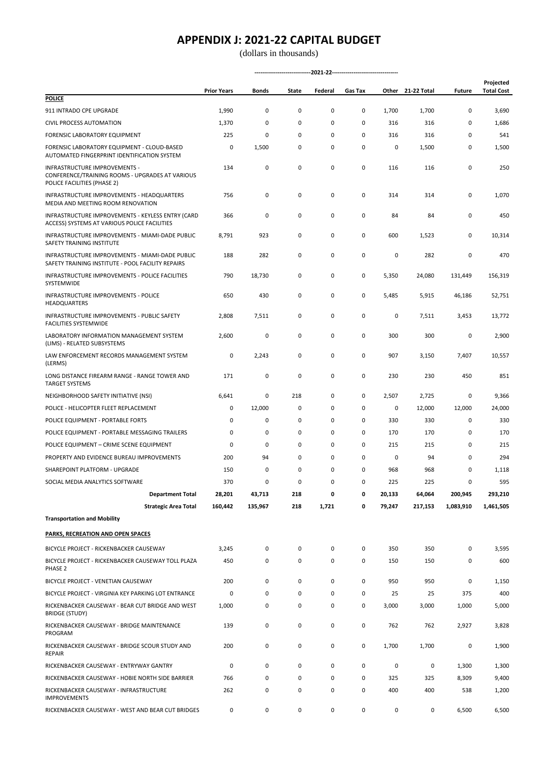# APPENDIX J: 2021-22 CAPITAL BUDGET

(dollars in thousands)

| | Prior Years | Bonds | State | Federal | Gas Tax | Other | 21-22 Total | Future | Projected Total Cost |
|---|---|---|---|---|---|---|---|---|---|
| | | -----2021-22----- | | | | | | | |
| **POLICE** | | | | | | | | | |
| 911 INTRADO CPE UPGRADE | 1,990 | 0 | 0 | 0 | 0 | 1,700 | 1,700 | 0 | 3,690 |
| CIVIL PROCESS AUTOMATION | 1,370 | 0 | 0 | 0 | 0 | 316 | 316 | 0 | 1,686 |
| FORENSIC LABORATORY EQUIPMENT | 225 | 0 | 0 | 0 | 0 | 316 | 316 | 0 | 541 |
| FORENSIC LABORATORY EQUIPMENT - CLOUD-BASED AUTOMATED FINGERPRINT IDENTIFICATION SYSTEM | 0 | 1,500 | 0 | 0 | 0 | 0 | 1,500 | 0 | 1,500 |
| INFRASTRUCTURE IMPROVEMENTS - CONFERENCE/TRAINING ROOMS - UPGRADES AT VARIOUS POLICE FACILITIES (PHASE 2) | 134 | 0 | 0 | 0 | 0 | 116 | 116 | 0 | 250 |
| INFRASTRUCTURE IMPROVEMENTS - HEADQUARTERS MEDIA AND MEETING ROOM RENOVATION | 756 | 0 | 0 | 0 | 0 | 314 | 314 | 0 | 1,070 |
| INFRASTRUCTURE IMPROVEMENTS - KEYLESS ENTRY (CARD ACCESS) SYSTEMS AT VARIOUS POLICE FACILITIES | 366 | 0 | 0 | 0 | 0 | 84 | 84 | 0 | 450 |
| INFRASTRUCTURE IMPROVEMENTS - MIAMI-DADE PUBLIC SAFETY TRAINING INSTITUTE | 8,791 | 923 | 0 | 0 | 0 | 600 | 1,523 | 0 | 10,314 |
| INFRASTRUCTURE IMPROVEMENTS - MIAMI-DADE PUBLIC SAFETY TRAINING INSTITUTE - POOL FACILITY REPAIRS | 188 | 282 | 0 | 0 | 0 | 0 | 282 | 0 | 470 |
| INFRASTRUCTURE IMPROVEMENTS - POLICE FACILITIES SYSTEMWIDE | 790 | 18,730 | 0 | 0 | 0 | 5,350 | 24,080 | 131,449 | 156,319 |
| INFRASTRUCTURE IMPROVEMENTS - POLICE HEADQUARTERS | 650 | 430 | 0 | 0 | 0 | 5,485 | 5,915 | 46,186 | 52,751 |
| INFRASTRUCTURE IMPROVEMENTS - PUBLIC SAFETY FACILITIES SYSTEMWIDE | 2,808 | 7,511 | 0 | 0 | 0 | 0 | 7,511 | 3,453 | 13,772 |
| LABORATORY INFORMATION MANAGEMENT SYSTEM (LIMS) - RELATED SUBSYSTEMS | 2,600 | 0 | 0 | 0 | 0 | 300 | 300 | 0 | 2,900 |
| LAW ENFORCEMENT RECORDS MANAGEMENT SYSTEM (LERMS) | 0 | 2,243 | 0 | 0 | 0 | 907 | 3,150 | 7,407 | 10,557 |
| LONG DISTANCE FIREARM RANGE - RANGE TOWER AND TARGET SYSTEMS | 171 | 0 | 0 | 0 | 0 | 230 | 230 | 450 | 851 |
| NEIGHBORHOOD SAFETY INITIATIVE (NSI) | 6,641 | 0 | 218 | 0 | 0 | 2,507 | 2,725 | 0 | 9,366 |
| POLICE - HELICOPTER FLEET REPLACEMENT | 0 | 12,000 | 0 | 0 | 0 | 0 | 12,000 | 12,000 | 24,000 |
| POLICE EQUIPMENT - PORTABLE FORTS | 0 | 0 | 0 | 0 | 0 | 330 | 330 | 0 | 330 |
| POLICE EQUIPMENT - PORTABLE MESSAGING TRAILERS | 0 | 0 | 0 | 0 | 0 | 170 | 170 | 0 | 170 |
| POLICE EQUIPMENT – CRIME SCENE EQUIPMENT | 0 | 0 | 0 | 0 | 0 | 215 | 215 | 0 | 215 |
| PROPERTY AND EVIDENCE BUREAU IMPROVEMENTS | 200 | 94 | 0 | 0 | 0 | 0 | 94 | 0 | 294 |
| SHAREPOINT PLATFORM - UPGRADE | 150 | 0 | 0 | 0 | 0 | 968 | 968 | 0 | 1,118 |
| SOCIAL MEDIA ANALYTICS SOFTWARE | 370 | 0 | 0 | 0 | 0 | 225 | 225 | 0 | 595 |
| **Department Total** | **28,201** | **43,713** | **218** | **0** | **0** | **20,133** | **64,064** | **200,945** | **293,210** |
| **Strategic Area Total** | **160,442** | **135,967** | **218** | **1,721** | **0** | **79,247** | **217,153** | **1,083,910** | **1,461,505** |
| **Transportation and Mobility** | | | | | | | | | |
| **PARKS, RECREATION AND OPEN SPACES** | | | | | | | | | |
| BICYCLE PROJECT - RICKENBACKER CAUSEWAY | 3,245 | 0 | 0 | 0 | 0 | 350 | 350 | 0 | 3,595 |
| BICYCLE PROJECT - RICKENBACKER CAUSEWAY TOLL PLAZA PHASE 2 | 450 | 0 | 0 | 0 | 0 | 150 | 150 | 0 | 600 |
| BICYCLE PROJECT - VENETIAN CAUSEWAY | 200 | 0 | 0 | 0 | 0 | 950 | 950 | 0 | 1,150 |
| BICYCLE PROJECT - VIRGINIA KEY PARKING LOT ENTRANCE | 0 | 0 | 0 | 0 | 0 | 25 | 25 | 375 | 400 |
| RICKENBACKER CAUSEWAY - BEAR CUT BRIDGE AND WEST BRIDGE (STUDY) | 1,000 | 0 | 0 | 0 | 0 | 3,000 | 3,000 | 1,000 | 5,000 |
| RICKENBACKER CAUSEWAY - BRIDGE MAINTENANCE PROGRAM | 139 | 0 | 0 | 0 | 0 | 762 | 762 | 2,927 | 3,828 |
| RICKENBACKER CAUSEWAY - BRIDGE SCOUR STUDY AND REPAIR | 200 | 0 | 0 | 0 | 0 | 1,700 | 1,700 | 0 | 1,900 |
| RICKENBACKER CAUSEWAY - ENTRYWAY GANTRY | 0 | 0 | 0 | 0 | 0 | 0 | 0 | 1,300 | 1,300 |
| RICKENBACKER CAUSEWAY - HOBIE NORTH SIDE BARRIER | 766 | 0 | 0 | 0 | 0 | 325 | 325 | 8,309 | 9,400 |
| RICKENBACKER CAUSEWAY - INFRASTRUCTURE IMPROVEMENTS | 262 | 0 | 0 | 0 | 0 | 400 | 400 | 538 | 1,200 |
| RICKENBACKER CAUSEWAY - WEST AND BEAR CUT BRIDGES | 0 | 0 | 0 | 0 | 0 | 0 | 0 | 6,500 | 6,500 |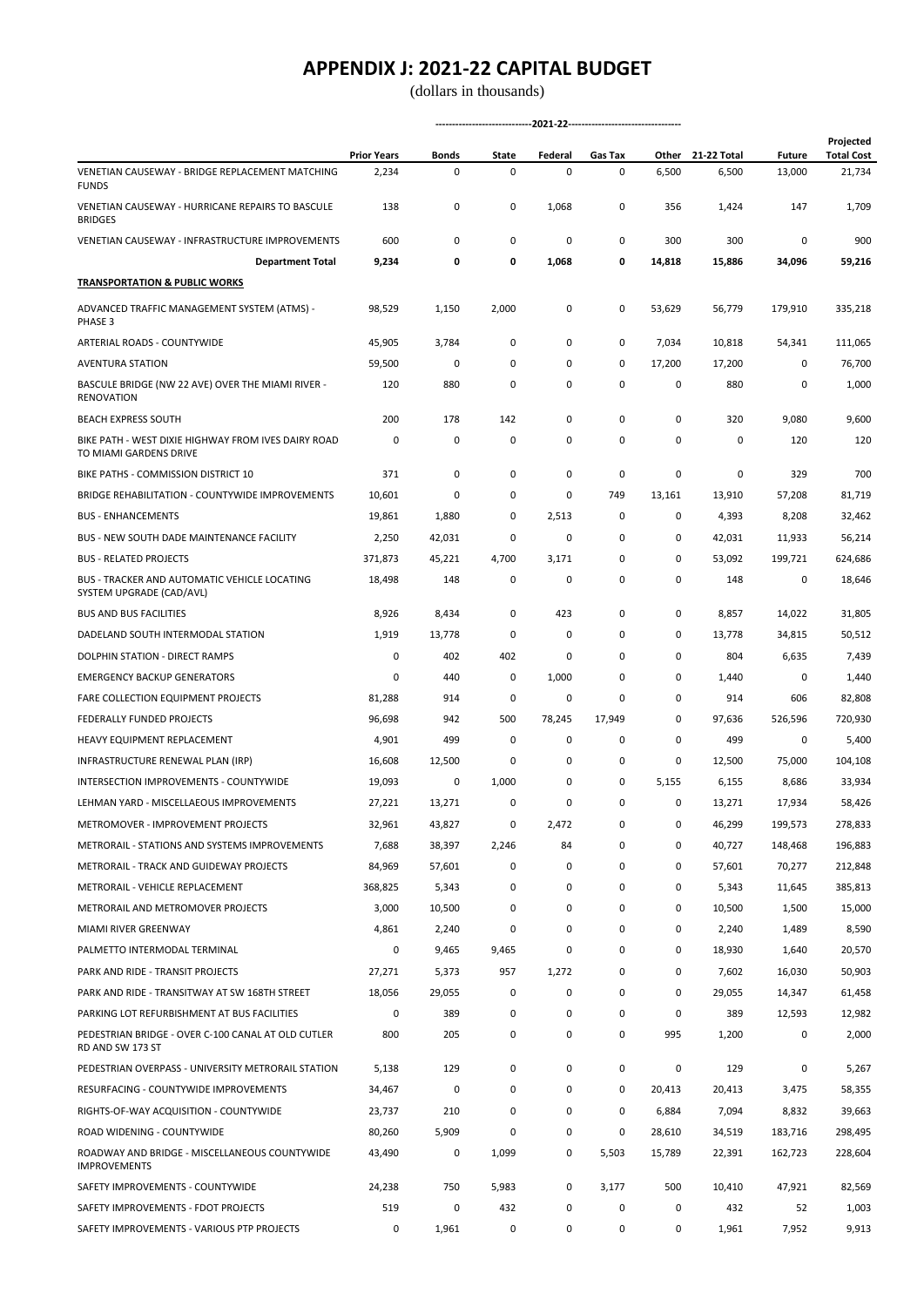# APPENDIX J: 2021-22 CAPITAL BUDGET

(dollars in thousands)

| | Prior Years | 2021-22 Bonds | 2021-22 State | 2021-22 Federal | 2021-22 Gas Tax | 2021-22 Other | 21-22 Total | Future | Projected Total Cost |
|---|---|---|---|---|---|---|---|---|---|
| VENETIAN CAUSEWAY - BRIDGE REPLACEMENT MATCHING FUNDS | 2,234 | 0 | 0 | 0 | 0 | 6,500 | 6,500 | 13,000 | 21,734 |
| VENETIAN CAUSEWAY - HURRICANE REPAIRS TO BASCULE BRIDGES | 138 | 0 | 0 | 1,068 | 0 | 356 | 1,424 | 147 | 1,709 |
| VENETIAN CAUSEWAY - INFRASTRUCTURE IMPROVEMENTS | 600 | 0 | 0 | 0 | 0 | 300 | 300 | 0 | 900 |
| **Department Total** | **9,234** | **0** | **0** | **1,068** | **0** | **14,818** | **15,886** | **34,096** | **59,216** |
| **TRANSPORTATION & PUBLIC WORKS** | | | | | | | | | |
| ADVANCED TRAFFIC MANAGEMENT SYSTEM (ATMS) - PHASE 3 | 98,529 | 1,150 | 2,000 | 0 | 0 | 53,629 | 56,779 | 179,910 | 335,218 |
| ARTERIAL ROADS - COUNTYWIDE | 45,905 | 3,784 | 0 | 0 | 0 | 7,034 | 10,818 | 54,341 | 111,065 |
| AVENTURA STATION | 59,500 | 0 | 0 | 0 | 0 | 17,200 | 17,200 | 0 | 76,700 |
| BASCULE BRIDGE (NW 22 AVE) OVER THE MIAMI RIVER - RENOVATION | 120 | 880 | 0 | 0 | 0 | 0 | 880 | 0 | 1,000 |
| BEACH EXPRESS SOUTH | 200 | 178 | 142 | 0 | 0 | 0 | 320 | 9,080 | 9,600 |
| BIKE PATH - WEST DIXIE HIGHWAY FROM IVES DAIRY ROAD TO MIAMI GARDENS DRIVE | 0 | 0 | 0 | 0 | 0 | 0 | 0 | 120 | 120 |
| BIKE PATHS - COMMISSION DISTRICT 10 | 371 | 0 | 0 | 0 | 0 | 0 | 0 | 329 | 700 |
| BRIDGE REHABILITATION - COUNTYWIDE IMPROVEMENTS | 10,601 | 0 | 0 | 0 | 749 | 13,161 | 13,910 | 57,208 | 81,719 |
| BUS - ENHANCEMENTS | 19,861 | 1,880 | 0 | 2,513 | 0 | 0 | 4,393 | 8,208 | 32,462 |
| BUS - NEW SOUTH DADE MAINTENANCE FACILITY | 2,250 | 42,031 | 0 | 0 | 0 | 0 | 42,031 | 11,933 | 56,214 |
| BUS - RELATED PROJECTS | 371,873 | 45,221 | 4,700 | 3,171 | 0 | 0 | 53,092 | 199,721 | 624,686 |
| BUS - TRACKER AND AUTOMATIC VEHICLE LOCATING SYSTEM UPGRADE (CAD/AVL) | 18,498 | 148 | 0 | 0 | 0 | 0 | 148 | 0 | 18,646 |
| BUS AND BUS FACILITIES | 8,926 | 8,434 | 0 | 423 | 0 | 0 | 8,857 | 14,022 | 31,805 |
| DADELAND SOUTH INTERMODAL STATION | 1,919 | 13,778 | 0 | 0 | 0 | 0 | 13,778 | 34,815 | 50,512 |
| DOLPHIN STATION - DIRECT RAMPS | 0 | 402 | 402 | 0 | 0 | 0 | 804 | 6,635 | 7,439 |
| EMERGENCY BACKUP GENERATORS | 0 | 440 | 0 | 1,000 | 0 | 0 | 1,440 | 0 | 1,440 |
| FARE COLLECTION EQUIPMENT PROJECTS | 81,288 | 914 | 0 | 0 | 0 | 0 | 914 | 606 | 82,808 |
| FEDERALLY FUNDED PROJECTS | 96,698 | 942 | 500 | 78,245 | 17,949 | 0 | 97,636 | 526,596 | 720,930 |
| HEAVY EQUIPMENT REPLACEMENT | 4,901 | 499 | 0 | 0 | 0 | 0 | 499 | 0 | 5,400 |
| INFRASTRUCTURE RENEWAL PLAN (IRP) | 16,608 | 12,500 | 0 | 0 | 0 | 0 | 12,500 | 75,000 | 104,108 |
| INTERSECTION IMPROVEMENTS - COUNTYWIDE | 19,093 | 0 | 1,000 | 0 | 0 | 5,155 | 6,155 | 8,686 | 33,934 |
| LEHMAN YARD - MISCELLAEOUS IMPROVEMENTS | 27,221 | 13,271 | 0 | 0 | 0 | 0 | 13,271 | 17,934 | 58,426 |
| METROMOVER - IMPROVEMENT PROJECTS | 32,961 | 43,827 | 0 | 2,472 | 0 | 0 | 46,299 | 199,573 | 278,833 |
| METRORAIL - STATIONS AND SYSTEMS IMPROVEMENTS | 7,688 | 38,397 | 2,246 | 84 | 0 | 0 | 40,727 | 148,468 | 196,883 |
| METRORAIL - TRACK AND GUIDEWAY PROJECTS | 84,969 | 57,601 | 0 | 0 | 0 | 0 | 57,601 | 70,277 | 212,848 |
| METRORAIL - VEHICLE REPLACEMENT | 368,825 | 5,343 | 0 | 0 | 0 | 0 | 5,343 | 11,645 | 385,813 |
| METRORAIL AND METROMOVER PROJECTS | 3,000 | 10,500 | 0 | 0 | 0 | 0 | 10,500 | 1,500 | 15,000 |
| MIAMI RIVER GREENWAY | 4,861 | 2,240 | 0 | 0 | 0 | 0 | 2,240 | 1,489 | 8,590 |
| PALMETTO INTERMODAL TERMINAL | 0 | 9,465 | 9,465 | 0 | 0 | 0 | 18,930 | 1,640 | 20,570 |
| PARK AND RIDE - TRANSIT PROJECTS | 27,271 | 5,373 | 957 | 1,272 | 0 | 0 | 7,602 | 16,030 | 50,903 |
| PARK AND RIDE - TRANSITWAY AT SW 168TH STREET | 18,056 | 29,055 | 0 | 0 | 0 | 0 | 29,055 | 14,347 | 61,458 |
| PARKING LOT REFURBISHMENT AT BUS FACILITIES | 0 | 389 | 0 | 0 | 0 | 0 | 389 | 12,593 | 12,982 |
| PEDESTRIAN BRIDGE - OVER C-100 CANAL AT OLD CUTLER RD AND SW 173 ST | 800 | 205 | 0 | 0 | 0 | 995 | 1,200 | 0 | 2,000 |
| PEDESTRIAN OVERPASS - UNIVERSITY METRORAIL STATION | 5,138 | 129 | 0 | 0 | 0 | 0 | 129 | 0 | 5,267 |
| RESURFACING - COUNTYWIDE IMPROVEMENTS | 34,467 | 0 | 0 | 0 | 0 | 20,413 | 20,413 | 3,475 | 58,355 |
| RIGHTS-OF-WAY ACQUISITION - COUNTYWIDE | 23,737 | 210 | 0 | 0 | 0 | 6,884 | 7,094 | 8,832 | 39,663 |
| ROAD WIDENING - COUNTYWIDE | 80,260 | 5,909 | 0 | 0 | 0 | 28,610 | 34,519 | 183,716 | 298,495 |
| ROADWAY AND BRIDGE - MISCELLANEOUS COUNTYWIDE IMPROVEMENTS | 43,490 | 0 | 1,099 | 0 | 5,503 | 15,789 | 22,391 | 162,723 | 228,604 |
| SAFETY IMPROVEMENTS - COUNTYWIDE | 24,238 | 750 | 5,983 | 0 | 3,177 | 500 | 10,410 | 47,921 | 82,569 |
| SAFETY IMPROVEMENTS - FDOT PROJECTS | 519 | 0 | 432 | 0 | 0 | 0 | 432 | 52 | 1,003 |
| SAFETY IMPROVEMENTS - VARIOUS PTP PROJECTS | 0 | 1,961 | 0 | 0 | 0 | 0 | 1,961 | 7,952 | 9,913 |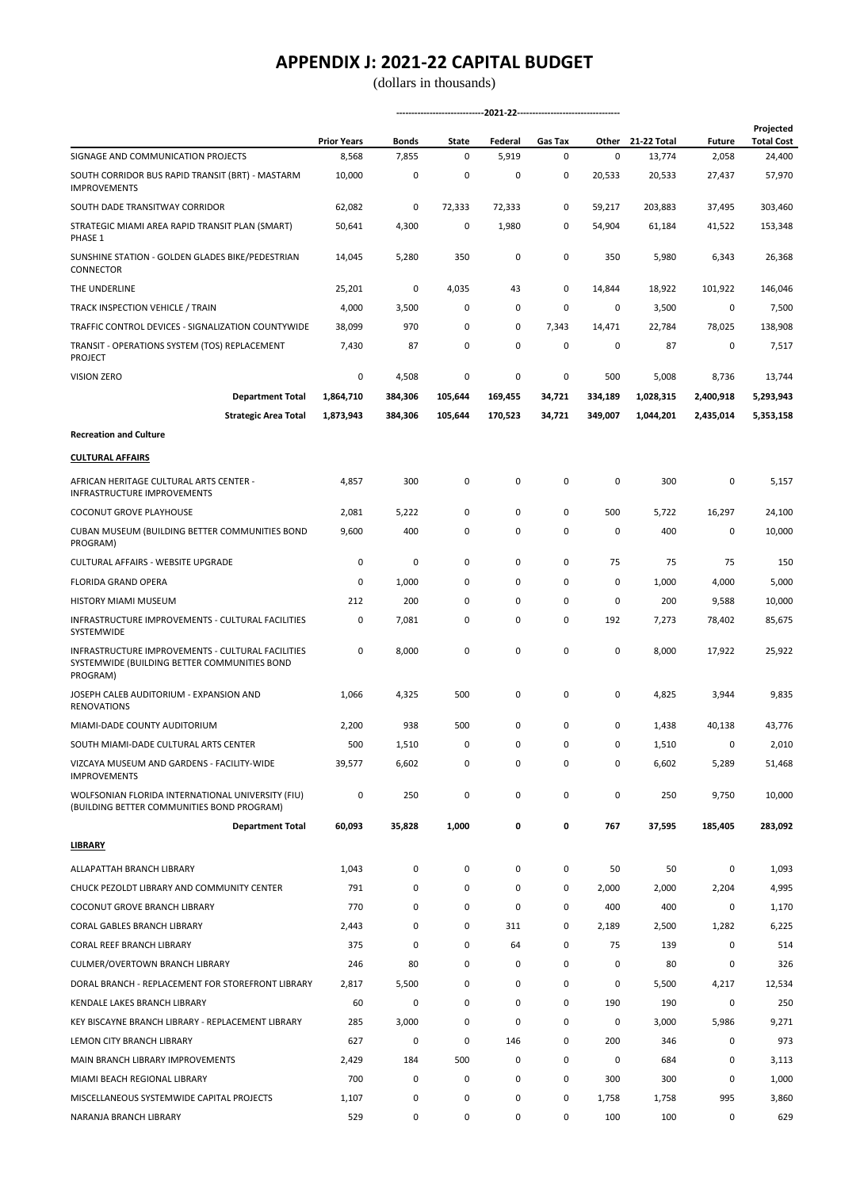# APPENDIX J: 2021-22 CAPITAL BUDGET

(dollars in thousands)

| | Prior Years | -----2021-22----- Bonds | State | Federal | Gas Tax | Other | 21-22 Total | Future | Projected Total Cost |
|---|---|---|---|---|---|---|---|---|---|
| SIGNAGE AND COMMUNICATION PROJECTS | 8,568 | 7,855 | 0 | 5,919 | 0 | 0 | 13,774 | 2,058 | 24,400 |
| SOUTH CORRIDOR BUS RAPID TRANSIT (BRT) - MASTARM IMPROVEMENTS | 10,000 | 0 | 0 | 0 | 0 | 20,533 | 20,533 | 27,437 | 57,970 |
| SOUTH DADE TRANSITWAY CORRIDOR | 62,082 | 0 | 72,333 | 72,333 | 0 | 59,217 | 203,883 | 37,495 | 303,460 |
| STRATEGIC MIAMI AREA RAPID TRANSIT PLAN (SMART) PHASE 1 | 50,641 | 4,300 | 0 | 1,980 | 0 | 54,904 | 61,184 | 41,522 | 153,348 |
| SUNSHINE STATION - GOLDEN GLADES BIKE/PEDESTRIAN CONNECTOR | 14,045 | 5,280 | 350 | 0 | 0 | 350 | 5,980 | 6,343 | 26,368 |
| THE UNDERLINE | 25,201 | 0 | 4,035 | 43 | 0 | 14,844 | 18,922 | 101,922 | 146,046 |
| TRACK INSPECTION VEHICLE / TRAIN | 4,000 | 3,500 | 0 | 0 | 0 | 0 | 3,500 | 0 | 7,500 |
| TRAFFIC CONTROL DEVICES - SIGNALIZATION COUNTYWIDE | 38,099 | 970 | 0 | 0 | 7,343 | 14,471 | 22,784 | 78,025 | 138,908 |
| TRANSIT - OPERATIONS SYSTEM (TOS) REPLACEMENT PROJECT | 7,430 | 87 | 0 | 0 | 0 | 0 | 87 | 0 | 7,517 |
| VISION ZERO | 0 | 4,508 | 0 | 0 | 0 | 500 | 5,008 | 8,736 | 13,744 |
| **Department Total** | **1,864,710** | **384,306** | **105,644** | **169,455** | **34,721** | **334,189** | **1,028,315** | **2,400,918** | **5,293,943** |
| **Strategic Area Total** | **1,873,943** | **384,306** | **105,644** | **170,523** | **34,721** | **349,007** | **1,044,201** | **2,435,014** | **5,353,158** |
| **Recreation and Culture** | | | | | | | | | |
| **CULTURAL AFFAIRS** | | | | | | | | | |
| AFRICAN HERITAGE CULTURAL ARTS CENTER - INFRASTRUCTURE IMPROVEMENTS | 4,857 | 300 | 0 | 0 | 0 | 0 | 300 | 0 | 5,157 |
| COCONUT GROVE PLAYHOUSE | 2,081 | 5,222 | 0 | 0 | 0 | 500 | 5,722 | 16,297 | 24,100 |
| CUBAN MUSEUM (BUILDING BETTER COMMUNITIES BOND PROGRAM) | 9,600 | 400 | 0 | 0 | 0 | 0 | 400 | 0 | 10,000 |
| CULTURAL AFFAIRS - WEBSITE UPGRADE | 0 | 0 | 0 | 0 | 0 | 75 | 75 | 75 | 150 |
| FLORIDA GRAND OPERA | 0 | 1,000 | 0 | 0 | 0 | 0 | 1,000 | 4,000 | 5,000 |
| HISTORY MIAMI MUSEUM | 212 | 200 | 0 | 0 | 0 | 0 | 200 | 9,588 | 10,000 |
| INFRASTRUCTURE IMPROVEMENTS - CULTURAL FACILITIES SYSTEMWIDE | 0 | 7,081 | 0 | 0 | 0 | 192 | 7,273 | 78,402 | 85,675 |
| INFRASTRUCTURE IMPROVEMENTS - CULTURAL FACILITIES SYSTEMWIDE (BUILDING BETTER COMMUNITIES BOND PROGRAM) | 0 | 8,000 | 0 | 0 | 0 | 0 | 8,000 | 17,922 | 25,922 |
| JOSEPH CALEB AUDITORIUM - EXPANSION AND RENOVATIONS | 1,066 | 4,325 | 500 | 0 | 0 | 0 | 4,825 | 3,944 | 9,835 |
| MIAMI-DADE COUNTY AUDITORIUM | 2,200 | 938 | 500 | 0 | 0 | 0 | 1,438 | 40,138 | 43,776 |
| SOUTH MIAMI-DADE CULTURAL ARTS CENTER | 500 | 1,510 | 0 | 0 | 0 | 0 | 1,510 | 0 | 2,010 |
| VIZCAYA MUSEUM AND GARDENS - FACILITY-WIDE IMPROVEMENTS | 39,577 | 6,602 | 0 | 0 | 0 | 0 | 6,602 | 5,289 | 51,468 |
| WOLFSONIAN FLORIDA INTERNATIONAL UNIVERSITY (FIU) (BUILDING BETTER COMMUNITIES BOND PROGRAM) | 0 | 250 | 0 | 0 | 0 | 0 | 250 | 9,750 | 10,000 |
| **Department Total** | **60,093** | **35,828** | **1,000** | **0** | **0** | **767** | **37,595** | **185,405** | **283,092** |
| **LIBRARY** | | | | | | | | | |
| ALLAPATTAH BRANCH LIBRARY | 1,043 | 0 | 0 | 0 | 0 | 50 | 50 | 0 | 1,093 |
| CHUCK PEZOLDT LIBRARY AND COMMUNITY CENTER | 791 | 0 | 0 | 0 | 0 | 2,000 | 2,000 | 2,204 | 4,995 |
| COCONUT GROVE BRANCH LIBRARY | 770 | 0 | 0 | 0 | 0 | 400 | 400 | 0 | 1,170 |
| CORAL GABLES BRANCH LIBRARY | 2,443 | 0 | 0 | 311 | 0 | 2,189 | 2,500 | 1,282 | 6,225 |
| CORAL REEF BRANCH LIBRARY | 375 | 0 | 0 | 64 | 0 | 75 | 139 | 0 | 514 |
| CULMER/OVERTOWN BRANCH LIBRARY | 246 | 80 | 0 | 0 | 0 | 0 | 80 | 0 | 326 |
| DORAL BRANCH - REPLACEMENT FOR STOREFRONT LIBRARY | 2,817 | 5,500 | 0 | 0 | 0 | 0 | 5,500 | 4,217 | 12,534 |
| KENDALE LAKES BRANCH LIBRARY | 60 | 0 | 0 | 0 | 0 | 190 | 190 | 0 | 250 |
| KEY BISCAYNE BRANCH LIBRARY - REPLACEMENT LIBRARY | 285 | 3,000 | 0 | 0 | 0 | 0 | 3,000 | 5,986 | 9,271 |
| LEMON CITY BRANCH LIBRARY | 627 | 0 | 0 | 146 | 0 | 200 | 346 | 0 | 973 |
| MAIN BRANCH LIBRARY IMPROVEMENTS | 2,429 | 184 | 500 | 0 | 0 | 0 | 684 | 0 | 3,113 |
| MIAMI BEACH REGIONAL LIBRARY | 700 | 0 | 0 | 0 | 0 | 300 | 300 | 0 | 1,000 |
| MISCELLANEOUS SYSTEMWIDE CAPITAL PROJECTS | 1,107 | 0 | 0 | 0 | 0 | 1,758 | 1,758 | 995 | 3,860 |
| NARANJA BRANCH LIBRARY | 529 | 0 | 0 | 0 | 0 | 100 | 100 | 0 | 629 |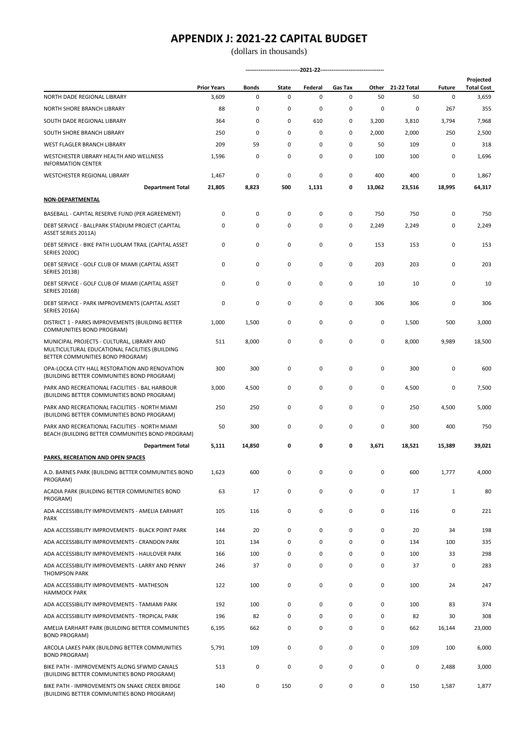# APPENDIX J: 2021-22 CAPITAL BUDGET

(dollars in thousands)

| | Prior Years | Bonds | State | Federal | Gas Tax | Other | 21-22 Total | Future | Projected Total Cost |
|---|---|---|---|---|---|---|---|---|---|
| | | -----2021-22----- | | | | | | | |
| NORTH DADE REGIONAL LIBRARY | 3,609 | 0 | 0 | 0 | 0 | 50 | 50 | 0 | 3,659 |
| NORTH SHORE BRANCH LIBRARY | 88 | 0 | 0 | 0 | 0 | 0 | 0 | 267 | 355 |
| SOUTH DADE REGIONAL LIBRARY | 364 | 0 | 0 | 610 | 0 | 3,200 | 3,810 | 3,794 | 7,968 |
| SOUTH SHORE BRANCH LIBRARY | 250 | 0 | 0 | 0 | 0 | 2,000 | 2,000 | 250 | 2,500 |
| WEST FLAGLER BRANCH LIBRARY | 209 | 59 | 0 | 0 | 0 | 50 | 109 | 0 | 318 |
| WESTCHESTER LIBRARY HEALTH AND WELLNESS INFORMATION CENTER | 1,596 | 0 | 0 | 0 | 0 | 100 | 100 | 0 | 1,696 |
| WESTCHESTER REGIONAL LIBRARY | 1,467 | 0 | 0 | 0 | 0 | 400 | 400 | 0 | 1,867 |
| **Department Total** | **21,805** | **8,823** | **500** | **1,131** | **0** | **13,062** | **23,516** | **18,995** | **64,317** |
| **NON-DEPARTMENTAL** | | | | | | | | | |
| BASEBALL - CAPITAL RESERVE FUND (PER AGREEMENT) | 0 | 0 | 0 | 0 | 0 | 750 | 750 | 0 | 750 |
| DEBT SERVICE - BALLPARK STADIUM PROJECT (CAPITAL ASSET SERIES 2011A) | 0 | 0 | 0 | 0 | 0 | 2,249 | 2,249 | 0 | 2,249 |
| DEBT SERVICE - BIKE PATH LUDLAM TRAIL (CAPITAL ASSET SERIES 2020C) | 0 | 0 | 0 | 0 | 0 | 153 | 153 | 0 | 153 |
| DEBT SERVICE - GOLF CLUB OF MIAMI (CAPITAL ASSET SERIES 2013B) | 0 | 0 | 0 | 0 | 0 | 203 | 203 | 0 | 203 |
| DEBT SERVICE - GOLF CLUB OF MIAMI (CAPITAL ASSET SERIES 2016B) | 0 | 0 | 0 | 0 | 0 | 10 | 10 | 0 | 10 |
| DEBT SERVICE - PARK IMPROVEMENTS (CAPITAL ASSET SERIES 2016A) | 0 | 0 | 0 | 0 | 0 | 306 | 306 | 0 | 306 |
| DISTRICT 1 - PARKS IMPROVEMENTS (BUILDING BETTER COMMUNITIES BOND PROGRAM) | 1,000 | 1,500 | 0 | 0 | 0 | 0 | 1,500 | 500 | 3,000 |
| MUNICIPAL PROJECTS - CULTURAL, LIBRARY AND MULTICULTURAL EDUCATIONAL FACILITIES (BUILDING BETTER COMMUNITIES BOND PROGRAM) | 511 | 8,000 | 0 | 0 | 0 | 0 | 8,000 | 9,989 | 18,500 |
| OPA-LOCKA CITY HALL RESTORATION AND RENOVATION (BUILDING BETTER COMMUNITIES BOND PROGRAM) | 300 | 300 | 0 | 0 | 0 | 0 | 300 | 0 | 600 |
| PARK AND RECREATIONAL FACILITIES - BAL HARBOUR (BUILDING BETTER COMMUNITIES BOND PROGRAM) | 3,000 | 4,500 | 0 | 0 | 0 | 0 | 4,500 | 0 | 7,500 |
| PARK AND RECREATIONAL FACILITIES - NORTH MIAMI (BUILDING BETTER COMMUNITIES BOND PROGRAM) | 250 | 250 | 0 | 0 | 0 | 0 | 250 | 4,500 | 5,000 |
| PARK AND RECREATIONAL FACILITIES - NORTH MIAMI BEACH (BUILDING BETTER COMMUNITIES BOND PROGRAM) | 50 | 300 | 0 | 0 | 0 | 0 | 300 | 400 | 750 |
| **Department Total** | **5,111** | **14,850** | **0** | **0** | **0** | **3,671** | **18,521** | **15,389** | **39,021** |
| **PARKS, RECREATION AND OPEN SPACES** | | | | | | | | | |
| A.D. BARNES PARK (BUILDING BETTER COMMUNITIES BOND PROGRAM) | 1,623 | 600 | 0 | 0 | 0 | 0 | 600 | 1,777 | 4,000 |
| ACADIA PARK (BUILDING BETTER COMMUNITIES BOND PROGRAM) | 63 | 17 | 0 | 0 | 0 | 0 | 17 | 1 | 80 |
| ADA ACCESSIBILITY IMPROVEMENTS - AMELIA EARHART PARK | 105 | 116 | 0 | 0 | 0 | 0 | 116 | 0 | 221 |
| ADA ACCESSIBILITY IMPROVEMENTS - BLACK POINT PARK | 144 | 20 | 0 | 0 | 0 | 0 | 20 | 34 | 198 |
| ADA ACCESSIBILITY IMPROVEMENTS - CRANDON PARK | 101 | 134 | 0 | 0 | 0 | 0 | 134 | 100 | 335 |
| ADA ACCESSIBILITY IMPROVEMENTS - HAULOVER PARK | 166 | 100 | 0 | 0 | 0 | 0 | 100 | 33 | 298 |
| ADA ACCESSIBILITY IMPROVEMENTS - LARRY AND PENNY THOMPSON PARK | 246 | 37 | 0 | 0 | 0 | 0 | 37 | 0 | 283 |
| ADA ACCESSIBILITY IMPROVEMENTS - MATHESON HAMMOCK PARK | 122 | 100 | 0 | 0 | 0 | 0 | 100 | 24 | 247 |
| ADA ACCESSIBILITY IMPROVEMENTS - TAMIAMI PARK | 192 | 100 | 0 | 0 | 0 | 0 | 100 | 83 | 374 |
| ADA ACCESSIBILITY IMPROVEMENTS - TROPICAL PARK | 196 | 82 | 0 | 0 | 0 | 0 | 82 | 30 | 308 |
| AMELIA EARHART PARK (BUILDING BETTER COMMUNITIES BOND PROGRAM) | 6,195 | 662 | 0 | 0 | 0 | 0 | 662 | 16,144 | 23,000 |
| ARCOLA LAKES PARK (BUILDING BETTER COMMUNITIES BOND PROGRAM) | 5,791 | 109 | 0 | 0 | 0 | 0 | 109 | 100 | 6,000 |
| BIKE PATH - IMPROVEMENTS ALONG SFWMD CANALS (BUILDING BETTER COMMUNITIES BOND PROGRAM) | 513 | 0 | 0 | 0 | 0 | 0 | 0 | 2,488 | 3,000 |
| BIKE PATH - IMPROVEMENTS ON SNAKE CREEK BRIDGE (BUILDING BETTER COMMUNITIES BOND PROGRAM) | 140 | 0 | 150 | 0 | 0 | 0 | 150 | 1,587 | 1,877 |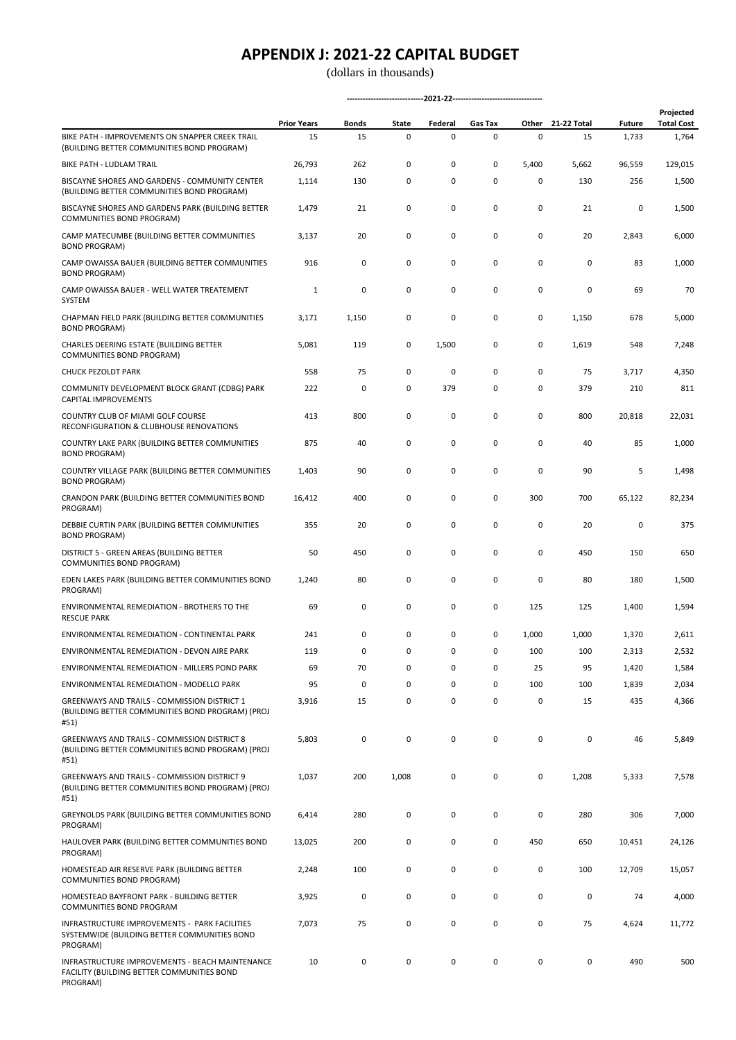# APPENDIX J: 2021-22 CAPITAL BUDGET

(dollars in thousands)

| | Prior Years | Bonds | State | Federal | Gas Tax | Other | 21-22 Total | Future | Projected Total Cost |
|---|---|---|---|---|---|---|---|---|---|
| | | 2021-22 | | | | | | | |
| BIKE PATH - IMPROVEMENTS ON SNAPPER CREEK TRAIL (BUILDING BETTER COMMUNITIES BOND PROGRAM) | 15 | 15 | 0 | 0 | 0 | 0 | 15 | 1,733 | 1,764 |
| BIKE PATH - LUDLAM TRAIL | 26,793 | 262 | 0 | 0 | 0 | 5,400 | 5,662 | 96,559 | 129,015 |
| BISCAYNE SHORES AND GARDENS - COMMUNITY CENTER (BUILDING BETTER COMMUNITIES BOND PROGRAM) | 1,114 | 130 | 0 | 0 | 0 | 0 | 130 | 256 | 1,500 |
| BISCAYNE SHORES AND GARDENS PARK (BUILDING BETTER COMMUNITIES BOND PROGRAM) | 1,479 | 21 | 0 | 0 | 0 | 0 | 21 | 0 | 1,500 |
| CAMP MATECUMBE (BUILDING BETTER COMMUNITIES BOND PROGRAM) | 3,137 | 20 | 0 | 0 | 0 | 0 | 20 | 2,843 | 6,000 |
| CAMP OWAISSA BAUER (BUILDING BETTER COMMUNITIES BOND PROGRAM) | 916 | 0 | 0 | 0 | 0 | 0 | 0 | 83 | 1,000 |
| CAMP OWAISSA BAUER - WELL WATER TREATEMENT SYSTEM | 1 | 0 | 0 | 0 | 0 | 0 | 0 | 69 | 70 |
| CHAPMAN FIELD PARK (BUILDING BETTER COMMUNITIES BOND PROGRAM) | 3,171 | 1,150 | 0 | 0 | 0 | 0 | 1,150 | 678 | 5,000 |
| CHARLES DEERING ESTATE (BUILDING BETTER COMMUNITIES BOND PROGRAM) | 5,081 | 119 | 0 | 1,500 | 0 | 0 | 1,619 | 548 | 7,248 |
| CHUCK PEZOLDT PARK | 558 | 75 | 0 | 0 | 0 | 0 | 75 | 3,717 | 4,350 |
| COMMUNITY DEVELOPMENT BLOCK GRANT (CDBG) PARK CAPITAL IMPROVEMENTS | 222 | 0 | 0 | 379 | 0 | 0 | 379 | 210 | 811 |
| COUNTRY CLUB OF MIAMI GOLF COURSE RECONFIGURATION & CLUBHOUSE RENOVATIONS | 413 | 800 | 0 | 0 | 0 | 0 | 800 | 20,818 | 22,031 |
| COUNTRY LAKE PARK (BUILDING BETTER COMMUNITIES BOND PROGRAM) | 875 | 40 | 0 | 0 | 0 | 0 | 40 | 85 | 1,000 |
| COUNTRY VILLAGE PARK (BUILDING BETTER COMMUNITIES BOND PROGRAM) | 1,403 | 90 | 0 | 0 | 0 | 0 | 90 | 5 | 1,498 |
| CRANDON PARK (BUILDING BETTER COMMUNITIES BOND PROGRAM) | 16,412 | 400 | 0 | 0 | 0 | 300 | 700 | 65,122 | 82,234 |
| DEBBIE CURTIN PARK (BUILDING BETTER COMMUNITIES BOND PROGRAM) | 355 | 20 | 0 | 0 | 0 | 0 | 20 | 0 | 375 |
| DISTRICT 5 - GREEN AREAS (BUILDING BETTER COMMUNITIES BOND PROGRAM) | 50 | 450 | 0 | 0 | 0 | 0 | 450 | 150 | 650 |
| EDEN LAKES PARK (BUILDING BETTER COMMUNITIES BOND PROGRAM) | 1,240 | 80 | 0 | 0 | 0 | 0 | 80 | 180 | 1,500 |
| ENVIRONMENTAL REMEDIATION - BROTHERS TO THE RESCUE PARK | 69 | 0 | 0 | 0 | 0 | 125 | 125 | 1,400 | 1,594 |
| ENVIRONMENTAL REMEDIATION - CONTINENTAL PARK | 241 | 0 | 0 | 0 | 0 | 1,000 | 1,000 | 1,370 | 2,611 |
| ENVIRONMENTAL REMEDIATION - DEVON AIRE PARK | 119 | 0 | 0 | 0 | 0 | 100 | 100 | 2,313 | 2,532 |
| ENVIRONMENTAL REMEDIATION - MILLERS POND PARK | 69 | 70 | 0 | 0 | 0 | 25 | 95 | 1,420 | 1,584 |
| ENVIRONMENTAL REMEDIATION - MODELLO PARK | 95 | 0 | 0 | 0 | 0 | 100 | 100 | 1,839 | 2,034 |
| GREENWAYS AND TRAILS - COMMISSION DISTRICT 1 (BUILDING BETTER COMMUNITIES BOND PROGRAM) (PROJ #51) | 3,916 | 15 | 0 | 0 | 0 | 0 | 15 | 435 | 4,366 |
| GREENWAYS AND TRAILS - COMMISSION DISTRICT 8 (BUILDING BETTER COMMUNITIES BOND PROGRAM) (PROJ #51) | 5,803 | 0 | 0 | 0 | 0 | 0 | 0 | 46 | 5,849 |
| GREENWAYS AND TRAILS - COMMISSION DISTRICT 9 (BUILDING BETTER COMMUNITIES BOND PROGRAM) (PROJ #51) | 1,037 | 200 | 1,008 | 0 | 0 | 0 | 1,208 | 5,333 | 7,578 |
| GREYNOLDS PARK (BUILDING BETTER COMMUNITIES BOND PROGRAM) | 6,414 | 280 | 0 | 0 | 0 | 0 | 280 | 306 | 7,000 |
| HAULOVER PARK (BUILDING BETTER COMMUNITIES BOND PROGRAM) | 13,025 | 200 | 0 | 0 | 0 | 450 | 650 | 10,451 | 24,126 |
| HOMESTEAD AIR RESERVE PARK (BUILDING BETTER COMMUNITIES BOND PROGRAM) | 2,248 | 100 | 0 | 0 | 0 | 0 | 100 | 12,709 | 15,057 |
| HOMESTEAD BAYFRONT PARK - BUILDING BETTER COMMUNITIES BOND PROGRAM | 3,925 | 0 | 0 | 0 | 0 | 0 | 0 | 74 | 4,000 |
| INFRASTRUCTURE IMPROVEMENTS - PARK FACILITIES SYSTEMWIDE (BUILDING BETTER COMMUNITIES BOND PROGRAM) | 7,073 | 75 | 0 | 0 | 0 | 0 | 75 | 4,624 | 11,772 |
| INFRASTRUCTURE IMPROVEMENTS - BEACH MAINTENANCE FACILITY (BUILDING BETTER COMMUNITIES BOND PROGRAM) | 10 | 0 | 0 | 0 | 0 | 0 | 0 | 490 | 500 |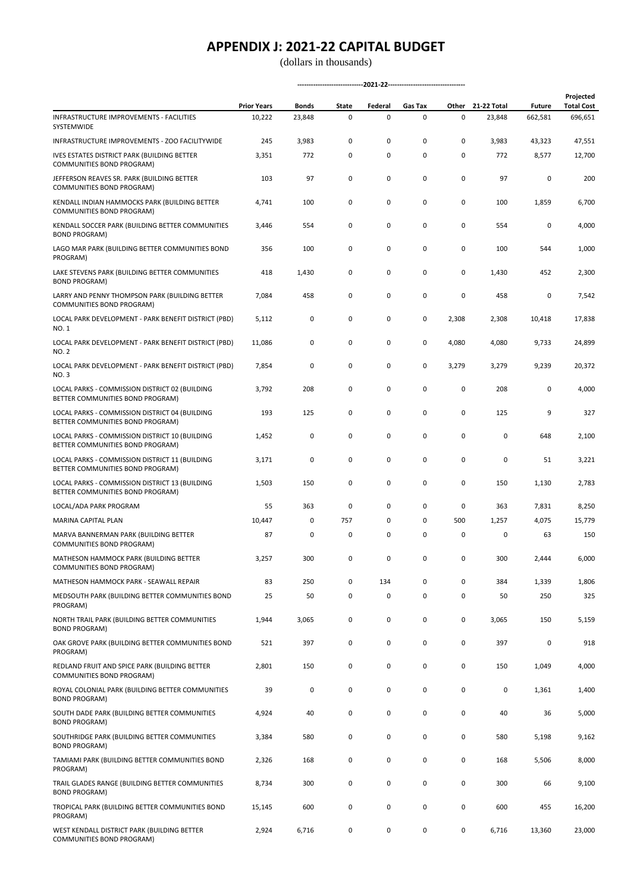# APPENDIX J: 2021-22 CAPITAL BUDGET

(dollars in thousands)

| | Prior Years | 2021-22 Bonds | 2021-22 State | 2021-22 Federal | 2021-22 Gas Tax | 2021-22 Other | 21-22 Total | Future | Projected Total Cost |
|---|---|---|---|---|---|---|---|---|---|
| INFRASTRUCTURE IMPROVEMENTS - FACILITIES SYSTEMWIDE | 10,222 | 23,848 | 0 | 0 | 0 | 0 | 23,848 | 662,581 | 696,651 |
| INFRASTRUCTURE IMPROVEMENTS - ZOO FACILITYWIDE | 245 | 3,983 | 0 | 0 | 0 | 0 | 3,983 | 43,323 | 47,551 |
| IVES ESTATES DISTRICT PARK (BUILDING BETTER COMMUNITIES BOND PROGRAM) | 3,351 | 772 | 0 | 0 | 0 | 0 | 772 | 8,577 | 12,700 |
| JEFFERSON REAVES SR. PARK (BUILDING BETTER COMMUNITIES BOND PROGRAM) | 103 | 97 | 0 | 0 | 0 | 0 | 97 | 0 | 200 |
| KENDALL INDIAN HAMMOCKS PARK (BUILDING BETTER COMMUNITIES BOND PROGRAM) | 4,741 | 100 | 0 | 0 | 0 | 0 | 100 | 1,859 | 6,700 |
| KENDALL SOCCER PARK (BUILDING BETTER COMMUNITIES BOND PROGRAM) | 3,446 | 554 | 0 | 0 | 0 | 0 | 554 | 0 | 4,000 |
| LAGO MAR PARK (BUILDING BETTER COMMUNITIES BOND PROGRAM) | 356 | 100 | 0 | 0 | 0 | 0 | 100 | 544 | 1,000 |
| LAKE STEVENS PARK (BUILDING BETTER COMMUNITIES BOND PROGRAM) | 418 | 1,430 | 0 | 0 | 0 | 0 | 1,430 | 452 | 2,300 |
| LARRY AND PENNY THOMPSON PARK (BUILDING BETTER COMMUNITIES BOND PROGRAM) | 7,084 | 458 | 0 | 0 | 0 | 0 | 458 | 0 | 7,542 |
| LOCAL PARK DEVELOPMENT - PARK BENEFIT DISTRICT (PBD) NO. 1 | 5,112 | 0 | 0 | 0 | 0 | 2,308 | 2,308 | 10,418 | 17,838 |
| LOCAL PARK DEVELOPMENT - PARK BENEFIT DISTRICT (PBD) NO. 2 | 11,086 | 0 | 0 | 0 | 0 | 4,080 | 4,080 | 9,733 | 24,899 |
| LOCAL PARK DEVELOPMENT - PARK BENEFIT DISTRICT (PBD) NO. 3 | 7,854 | 0 | 0 | 0 | 0 | 3,279 | 3,279 | 9,239 | 20,372 |
| LOCAL PARKS - COMMISSION DISTRICT 02 (BUILDING BETTER COMMUNITIES BOND PROGRAM) | 3,792 | 208 | 0 | 0 | 0 | 0 | 208 | 0 | 4,000 |
| LOCAL PARKS - COMMISSION DISTRICT 04 (BUILDING BETTER COMMUNITIES BOND PROGRAM) | 193 | 125 | 0 | 0 | 0 | 0 | 125 | 9 | 327 |
| LOCAL PARKS - COMMISSION DISTRICT 10 (BUILDING BETTER COMMUNITIES BOND PROGRAM) | 1,452 | 0 | 0 | 0 | 0 | 0 | 0 | 648 | 2,100 |
| LOCAL PARKS - COMMISSION DISTRICT 11 (BUILDING BETTER COMMUNITIES BOND PROGRAM) | 3,171 | 0 | 0 | 0 | 0 | 0 | 0 | 51 | 3,221 |
| LOCAL PARKS - COMMISSION DISTRICT 13 (BUILDING BETTER COMMUNITIES BOND PROGRAM) | 1,503 | 150 | 0 | 0 | 0 | 0 | 150 | 1,130 | 2,783 |
| LOCAL/ADA PARK PROGRAM | 55 | 363 | 0 | 0 | 0 | 0 | 363 | 7,831 | 8,250 |
| MARINA CAPITAL PLAN | 10,447 | 0 | 757 | 0 | 0 | 500 | 1,257 | 4,075 | 15,779 |
| MARVA BANNERMAN PARK (BUILDING BETTER COMMUNITIES BOND PROGRAM) | 87 | 0 | 0 | 0 | 0 | 0 | 0 | 63 | 150 |
| MATHESON HAMMOCK PARK (BUILDING BETTER COMMUNITIES BOND PROGRAM) | 3,257 | 300 | 0 | 0 | 0 | 0 | 300 | 2,444 | 6,000 |
| MATHESON HAMMOCK PARK - SEAWALL REPAIR | 83 | 250 | 0 | 134 | 0 | 0 | 384 | 1,339 | 1,806 |
| MEDSOUTH PARK (BUILDING BETTER COMMUNITIES BOND PROGRAM) | 25 | 50 | 0 | 0 | 0 | 0 | 50 | 250 | 325 |
| NORTH TRAIL PARK (BUILDING BETTER COMMUNITIES BOND PROGRAM) | 1,944 | 3,065 | 0 | 0 | 0 | 0 | 3,065 | 150 | 5,159 |
| OAK GROVE PARK (BUILDING BETTER COMMUNITIES BOND PROGRAM) | 521 | 397 | 0 | 0 | 0 | 0 | 397 | 0 | 918 |
| REDLAND FRUIT AND SPICE PARK (BUILDING BETTER COMMUNITIES BOND PROGRAM) | 2,801 | 150 | 0 | 0 | 0 | 0 | 150 | 1,049 | 4,000 |
| ROYAL COLONIAL PARK (BUILDING BETTER COMMUNITIES BOND PROGRAM) | 39 | 0 | 0 | 0 | 0 | 0 | 0 | 1,361 | 1,400 |
| SOUTH DADE PARK (BUILDING BETTER COMMUNITIES BOND PROGRAM) | 4,924 | 40 | 0 | 0 | 0 | 0 | 40 | 36 | 5,000 |
| SOUTHRIDGE PARK (BUILDING BETTER COMMUNITIES BOND PROGRAM) | 3,384 | 580 | 0 | 0 | 0 | 0 | 580 | 5,198 | 9,162 |
| TAMIAMI PARK (BUILDING BETTER COMMUNITIES BOND PROGRAM) | 2,326 | 168 | 0 | 0 | 0 | 0 | 168 | 5,506 | 8,000 |
| TRAIL GLADES RANGE (BUILDING BETTER COMMUNITIES BOND PROGRAM) | 8,734 | 300 | 0 | 0 | 0 | 0 | 300 | 66 | 9,100 |
| TROPICAL PARK (BUILDING BETTER COMMUNITIES BOND PROGRAM) | 15,145 | 600 | 0 | 0 | 0 | 0 | 600 | 455 | 16,200 |
| WEST KENDALL DISTRICT PARK (BUILDING BETTER COMMUNITIES BOND PROGRAM) | 2,924 | 6,716 | 0 | 0 | 0 | 0 | 6,716 | 13,360 | 23,000 |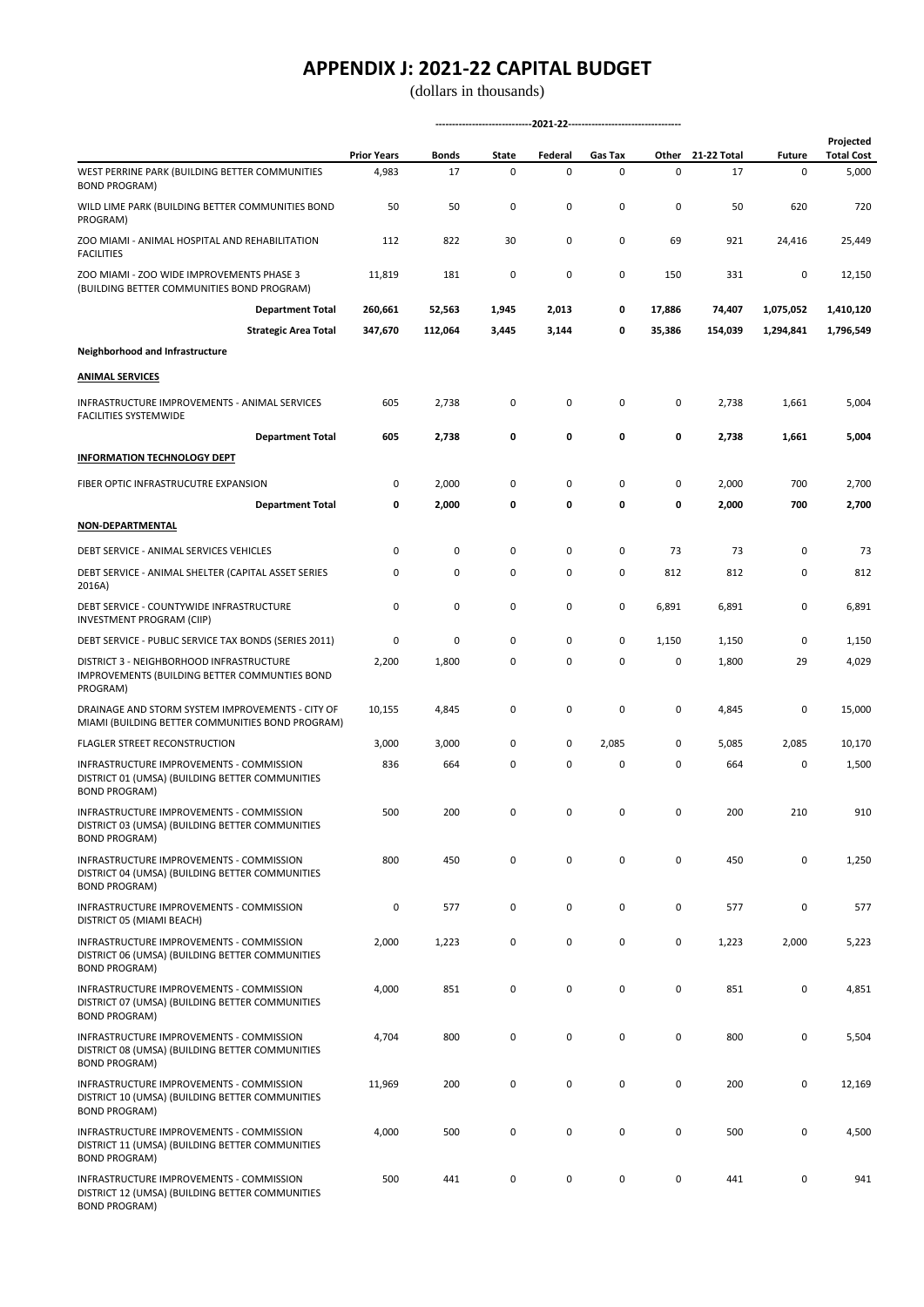# APPENDIX J: 2021-22 CAPITAL BUDGET

(dollars in thousands)

| | Prior Years | 2021-22 Bonds | 2021-22 State | 2021-22 Federal | 2021-22 Gas Tax | 2021-22 Other | 21-22 Total | Future | Projected Total Cost |
|---|---|---|---|---|---|---|---|---|---|
| WEST PERRINE PARK (BUILDING BETTER COMMUNITIES BOND PROGRAM) | 4,983 | 17 | 0 | 0 | 0 | 0 | 17 | 0 | 5,000 |
| WILD LIME PARK (BUILDING BETTER COMMUNITIES BOND PROGRAM) | 50 | 50 | 0 | 0 | 0 | 0 | 50 | 620 | 720 |
| ZOO MIAMI - ANIMAL HOSPITAL AND REHABILITATION FACILITIES | 112 | 822 | 30 | 0 | 0 | 69 | 921 | 24,416 | 25,449 |
| ZOO MIAMI - ZOO WIDE IMPROVEMENTS PHASE 3 (BUILDING BETTER COMMUNITIES BOND PROGRAM) | 11,819 | 181 | 0 | 0 | 0 | 150 | 331 | 0 | 12,150 |
| **Department Total** | **260,661** | **52,563** | **1,945** | **2,013** | **0** | **17,886** | **74,407** | **1,075,052** | **1,410,120** |
| **Strategic Area Total** | **347,670** | **112,064** | **3,445** | **3,144** | **0** | **35,386** | **154,039** | **1,294,841** | **1,796,549** |
| **Neighborhood and Infrastructure** | | | | | | | | | |
| **ANIMAL SERVICES** | | | | | | | | | |
| INFRASTRUCTURE IMPROVEMENTS - ANIMAL SERVICES FACILITIES SYSTEMWIDE | 605 | 2,738 | 0 | 0 | 0 | 0 | 2,738 | 1,661 | 5,004 |
| **Department Total** | **605** | **2,738** | **0** | **0** | **0** | **0** | **2,738** | **1,661** | **5,004** |
| **INFORMATION TECHNOLOGY DEPT** | | | | | | | | | |
| FIBER OPTIC INFRASTRUCUTRE EXPANSION | 0 | 2,000 | 0 | 0 | 0 | 0 | 2,000 | 700 | 2,700 |
| **Department Total** | **0** | **2,000** | **0** | **0** | **0** | **0** | **2,000** | **700** | **2,700** |
| **NON-DEPARTMENTAL** | | | | | | | | | |
| DEBT SERVICE - ANIMAL SERVICES VEHICLES | 0 | 0 | 0 | 0 | 0 | 73 | 73 | 0 | 73 |
| DEBT SERVICE - ANIMAL SHELTER (CAPITAL ASSET SERIES 2016A) | 0 | 0 | 0 | 0 | 0 | 812 | 812 | 0 | 812 |
| DEBT SERVICE - COUNTYWIDE INFRASTRUCTURE INVESTMENT PROGRAM (CIIP) | 0 | 0 | 0 | 0 | 0 | 6,891 | 6,891 | 0 | 6,891 |
| DEBT SERVICE - PUBLIC SERVICE TAX BONDS (SERIES 2011) | 0 | 0 | 0 | 0 | 0 | 1,150 | 1,150 | 0 | 1,150 |
| DISTRICT 3 - NEIGHBORHOOD INFRASTRUCTURE IMPROVEMENTS (BUILDING BETTER COMMUNTIES BOND PROGRAM) | 2,200 | 1,800 | 0 | 0 | 0 | 0 | 1,800 | 29 | 4,029 |
| DRAINAGE AND STORM SYSTEM IMPROVEMENTS - CITY OF MIAMI (BUILDING BETTER COMMUNITIES BOND PROGRAM) | 10,155 | 4,845 | 0 | 0 | 0 | 0 | 4,845 | 0 | 15,000 |
| FLAGLER STREET RECONSTRUCTION | 3,000 | 3,000 | 0 | 0 | 2,085 | 0 | 5,085 | 2,085 | 10,170 |
| INFRASTRUCTURE IMPROVEMENTS - COMMISSION DISTRICT 01 (UMSA) (BUILDING BETTER COMMUNITIES BOND PROGRAM) | 836 | 664 | 0 | 0 | 0 | 0 | 664 | 0 | 1,500 |
| INFRASTRUCTURE IMPROVEMENTS - COMMISSION DISTRICT 03 (UMSA) (BUILDING BETTER COMMUNITIES BOND PROGRAM) | 500 | 200 | 0 | 0 | 0 | 0 | 200 | 210 | 910 |
| INFRASTRUCTURE IMPROVEMENTS - COMMISSION DISTRICT 04 (UMSA) (BUILDING BETTER COMMUNITIES BOND PROGRAM) | 800 | 450 | 0 | 0 | 0 | 0 | 450 | 0 | 1,250 |
| INFRASTRUCTURE IMPROVEMENTS - COMMISSION DISTRICT 05 (MIAMI BEACH) | 0 | 577 | 0 | 0 | 0 | 0 | 577 | 0 | 577 |
| INFRASTRUCTURE IMPROVEMENTS - COMMISSION DISTRICT 06 (UMSA) (BUILDING BETTER COMMUNITIES BOND PROGRAM) | 2,000 | 1,223 | 0 | 0 | 0 | 0 | 1,223 | 2,000 | 5,223 |
| INFRASTRUCTURE IMPROVEMENTS - COMMISSION DISTRICT 07 (UMSA) (BUILDING BETTER COMMUNITIES BOND PROGRAM) | 4,000 | 851 | 0 | 0 | 0 | 0 | 851 | 0 | 4,851 |
| INFRASTRUCTURE IMPROVEMENTS - COMMISSION DISTRICT 08 (UMSA) (BUILDING BETTER COMMUNITIES BOND PROGRAM) | 4,704 | 800 | 0 | 0 | 0 | 0 | 800 | 0 | 5,504 |
| INFRASTRUCTURE IMPROVEMENTS - COMMISSION DISTRICT 10 (UMSA) (BUILDING BETTER COMMUNITIES BOND PROGRAM) | 11,969 | 200 | 0 | 0 | 0 | 0 | 200 | 0 | 12,169 |
| INFRASTRUCTURE IMPROVEMENTS - COMMISSION DISTRICT 11 (UMSA) (BUILDING BETTER COMMUNITIES BOND PROGRAM) | 4,000 | 500 | 0 | 0 | 0 | 0 | 500 | 0 | 4,500 |
| INFRASTRUCTURE IMPROVEMENTS - COMMISSION DISTRICT 12 (UMSA) (BUILDING BETTER COMMUNITIES BOND PROGRAM) | 500 | 441 | 0 | 0 | 0 | 0 | 441 | 0 | 941 |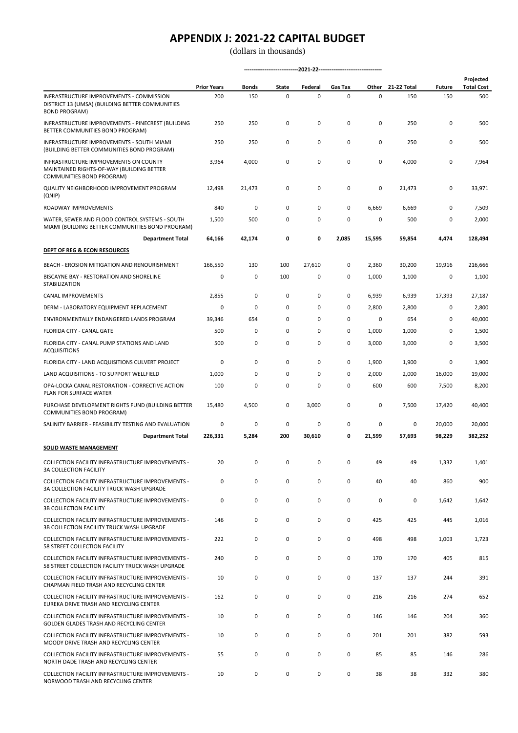# APPENDIX J: 2021-22 CAPITAL BUDGET

(dollars in thousands)

| | Prior Years | 2021-22 Bonds | 2021-22 State | 2021-22 Federal | 2021-22 Gas Tax | 2021-22 Other | 21-22 Total | Future | Projected Total Cost |
|---|---|---|---|---|---|---|---|---|---|
| INFRASTRUCTURE IMPROVEMENTS - COMMISSION DISTRICT 13 (UMSA) (BUILDING BETTER COMMUNITIES BOND PROGRAM) | 200 | 150 | 0 | 0 | 0 | 0 | 150 | 150 | 500 |
| INFRASTRUCTURE IMPROVEMENTS - PINECREST (BUILDING BETTER COMMUNITIES BOND PROGRAM) | 250 | 250 | 0 | 0 | 0 | 0 | 250 | 0 | 500 |
| INFRASTRUCTURE IMPROVEMENTS - SOUTH MIAMI (BUILDING BETTER COMMUNITIES BOND PROGRAM) | 250 | 250 | 0 | 0 | 0 | 0 | 250 | 0 | 500 |
| INFRASTRUCTURE IMPROVEMENTS ON COUNTY MAINTAINED RIGHTS-OF-WAY (BUILDING BETTER COMMUNITIES BOND PROGRAM) | 3,964 | 4,000 | 0 | 0 | 0 | 0 | 4,000 | 0 | 7,964 |
| QUALITY NEIGHBORHOOD IMPROVEMENT PROGRAM (QNIP) | 12,498 | 21,473 | 0 | 0 | 0 | 0 | 21,473 | 0 | 33,971 |
| ROADWAY IMPROVEMENTS | 840 | 0 | 0 | 0 | 0 | 6,669 | 6,669 | 0 | 7,509 |
| WATER, SEWER AND FLOOD CONTROL SYSTEMS - SOUTH MIAMI (BUILDING BETTER COMMUNITIES BOND PROGRAM) | 1,500 | 500 | 0 | 0 | 0 | 0 | 500 | 0 | 2,000 |
| **Department Total** | **64,166** | **42,174** | **0** | **0** | **2,085** | **15,595** | **59,854** | **4,474** | **128,494** |
| **DEPT OF REG & ECON RESOURCES** | | | | | | | | | |
| BEACH - EROSION MITIGATION AND RENOURISHMENT | 166,550 | 130 | 100 | 27,610 | 0 | 2,360 | 30,200 | 19,916 | 216,666 |
| BISCAYNE BAY - RESTORATION AND SHORELINE STABILIZATION | 0 | 0 | 100 | 0 | 0 | 1,000 | 1,100 | 0 | 1,100 |
| CANAL IMPROVEMENTS | 2,855 | 0 | 0 | 0 | 0 | 6,939 | 6,939 | 17,393 | 27,187 |
| DERM - LABORATORY EQUIPMENT REPLACEMENT | 0 | 0 | 0 | 0 | 0 | 2,800 | 2,800 | 0 | 2,800 |
| ENVIRONMENTALLY ENDANGERED LANDS PROGRAM | 39,346 | 654 | 0 | 0 | 0 | 0 | 654 | 0 | 40,000 |
| FLORIDA CITY - CANAL GATE | 500 | 0 | 0 | 0 | 0 | 1,000 | 1,000 | 0 | 1,500 |
| FLORIDA CITY - CANAL PUMP STATIONS AND LAND ACQUISITIONS | 500 | 0 | 0 | 0 | 0 | 3,000 | 3,000 | 0 | 3,500 |
| FLORIDA CITY - LAND ACQUISITIONS CULVERT PROJECT | 0 | 0 | 0 | 0 | 0 | 1,900 | 1,900 | 0 | 1,900 |
| LAND ACQUISITIONS - TO SUPPORT WELLFIELD | 1,000 | 0 | 0 | 0 | 0 | 2,000 | 2,000 | 16,000 | 19,000 |
| OPA-LOCKA CANAL RESTORATION - CORRECTIVE ACTION PLAN FOR SURFACE WATER | 100 | 0 | 0 | 0 | 0 | 600 | 600 | 7,500 | 8,200 |
| PURCHASE DEVELOPMENT RIGHTS FUND (BUILDING BETTER COMMUNITIES BOND PROGRAM) | 15,480 | 4,500 | 0 | 3,000 | 0 | 0 | 7,500 | 17,420 | 40,400 |
| SALINITY BARRIER - FEASIBILITY TESTING AND EVALUATION | 0 | 0 | 0 | 0 | 0 | 0 | 0 | 20,000 | 20,000 |
| **Department Total** | **226,331** | **5,284** | **200** | **30,610** | **0** | **21,599** | **57,693** | **98,229** | **382,252** |
| **SOLID WASTE MANAGEMENT** | | | | | | | | | |
| COLLECTION FACILITY INFRASTRUCTURE IMPROVEMENTS - 3A COLLECTION FACILITY | 20 | 0 | 0 | 0 | 0 | 49 | 49 | 1,332 | 1,401 |
| COLLECTION FACILITY INFRASTRUCTURE IMPROVEMENTS - 3A COLLECTION FACILITY TRUCK WASH UPGRADE | 0 | 0 | 0 | 0 | 0 | 40 | 40 | 860 | 900 |
| COLLECTION FACILITY INFRASTRUCTURE IMPROVEMENTS - 3B COLLECTION FACILITY | 0 | 0 | 0 | 0 | 0 | 0 | 0 | 1,642 | 1,642 |
| COLLECTION FACILITY INFRASTRUCTURE IMPROVEMENTS - 3B COLLECTION FACILITY TRUCK WASH UPGRADE | 146 | 0 | 0 | 0 | 0 | 425 | 425 | 445 | 1,016 |
| COLLECTION FACILITY INFRASTRUCTURE IMPROVEMENTS - 58 STREET COLLECTION FACILITY | 222 | 0 | 0 | 0 | 0 | 498 | 498 | 1,003 | 1,723 |
| COLLECTION FACILITY INFRASTRUCTURE IMPROVEMENTS - 58 STREET COLLECTION FACILITY TRUCK WASH UPGRADE | 240 | 0 | 0 | 0 | 0 | 170 | 170 | 405 | 815 |
| COLLECTION FACILITY INFRASTRUCTURE IMPROVEMENTS - CHAPMAN FIELD TRASH AND RECYCLING CENTER | 10 | 0 | 0 | 0 | 0 | 137 | 137 | 244 | 391 |
| COLLECTION FACILITY INFRASTRUCTURE IMPROVEMENTS - EUREKA DRIVE TRASH AND RECYCLING CENTER | 162 | 0 | 0 | 0 | 0 | 216 | 216 | 274 | 652 |
| COLLECTION FACILITY INFRASTRUCTURE IMPROVEMENTS - GOLDEN GLADES TRASH AND RECYCLING CENTER | 10 | 0 | 0 | 0 | 0 | 146 | 146 | 204 | 360 |
| COLLECTION FACILITY INFRASTRUCTURE IMPROVEMENTS - MOODY DRIVE TRASH AND RECYCLING CENTER | 10 | 0 | 0 | 0 | 0 | 201 | 201 | 382 | 593 |
| COLLECTION FACILITY INFRASTRUCTURE IMPROVEMENTS - NORTH DADE TRASH AND RECYCLING CENTER | 55 | 0 | 0 | 0 | 0 | 85 | 85 | 146 | 286 |
| COLLECTION FACILITY INFRASTRUCTURE IMPROVEMENTS - NORWOOD TRASH AND RECYCLING CENTER | 10 | 0 | 0 | 0 | 0 | 38 | 38 | 332 | 380 |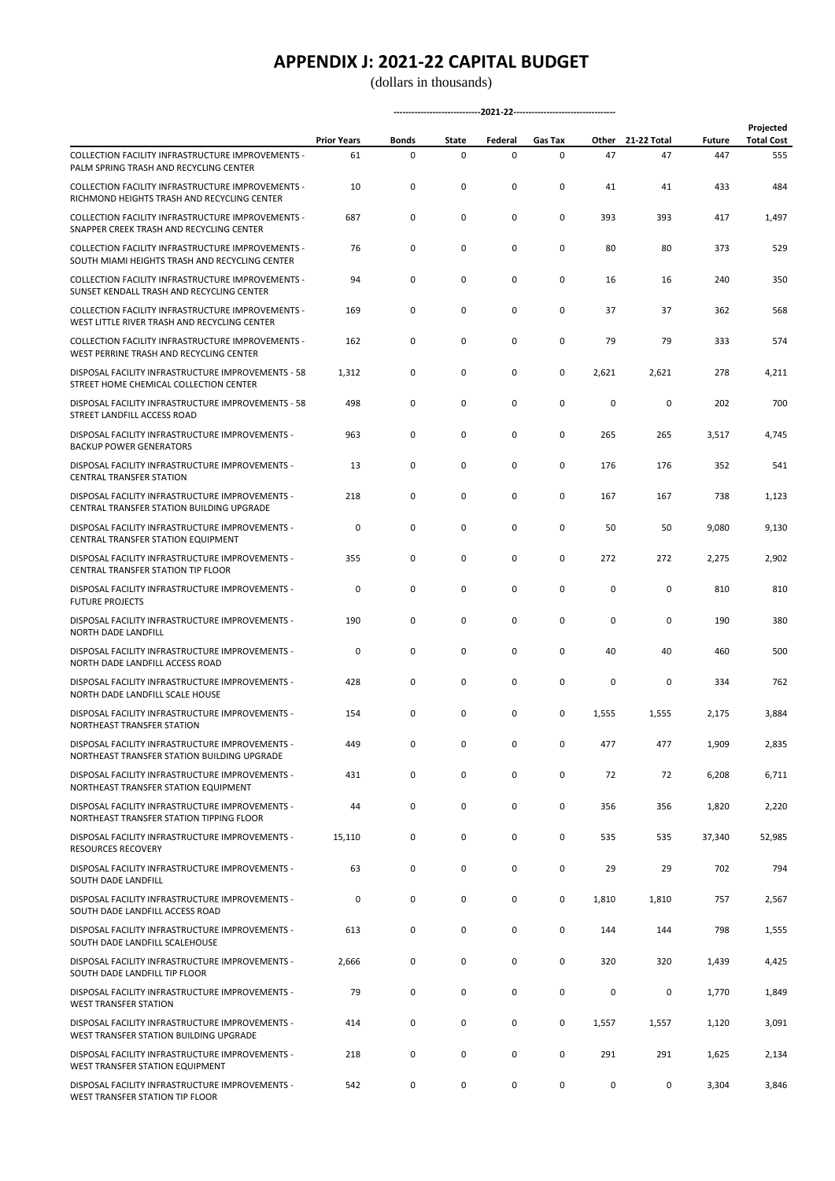# APPENDIX J: 2021-22 CAPITAL BUDGET

(dollars in thousands)

| | Prior Years | 2021-22 Bonds | State | Federal | Gas Tax | Other | 21-22 Total | Future | Projected Total Cost |
|---|---|---|---|---|---|---|---|---|---|
| COLLECTION FACILITY INFRASTRUCTURE IMPROVEMENTS - PALM SPRING TRASH AND RECYCLING CENTER | 61 | 0 | 0 | 0 | 0 | 47 | 47 | 447 | 555 |
| COLLECTION FACILITY INFRASTRUCTURE IMPROVEMENTS - RICHMOND HEIGHTS TRASH AND RECYCLING CENTER | 10 | 0 | 0 | 0 | 0 | 41 | 41 | 433 | 484 |
| COLLECTION FACILITY INFRASTRUCTURE IMPROVEMENTS - SNAPPER CREEK TRASH AND RECYCLING CENTER | 687 | 0 | 0 | 0 | 0 | 393 | 393 | 417 | 1,497 |
| COLLECTION FACILITY INFRASTRUCTURE IMPROVEMENTS - SOUTH MIAMI HEIGHTS TRASH AND RECYCLING CENTER | 76 | 0 | 0 | 0 | 0 | 80 | 80 | 373 | 529 |
| COLLECTION FACILITY INFRASTRUCTURE IMPROVEMENTS - SUNSET KENDALL TRASH AND RECYCLING CENTER | 94 | 0 | 0 | 0 | 0 | 16 | 16 | 240 | 350 |
| COLLECTION FACILITY INFRASTRUCTURE IMPROVEMENTS - WEST LITTLE RIVER TRASH AND RECYCLING CENTER | 169 | 0 | 0 | 0 | 0 | 37 | 37 | 362 | 568 |
| COLLECTION FACILITY INFRASTRUCTURE IMPROVEMENTS - WEST PERRINE TRASH AND RECYCLING CENTER | 162 | 0 | 0 | 0 | 0 | 79 | 79 | 333 | 574 |
| DISPOSAL FACILITY INFRASTRUCTURE IMPROVEMENTS - 58 STREET HOME CHEMICAL COLLECTION CENTER | 1,312 | 0 | 0 | 0 | 0 | 2,621 | 2,621 | 278 | 4,211 |
| DISPOSAL FACILITY INFRASTRUCTURE IMPROVEMENTS - 58 STREET LANDFILL ACCESS ROAD | 498 | 0 | 0 | 0 | 0 | 0 | 0 | 202 | 700 |
| DISPOSAL FACILITY INFRASTRUCTURE IMPROVEMENTS - BACKUP POWER GENERATORS | 963 | 0 | 0 | 0 | 0 | 265 | 265 | 3,517 | 4,745 |
| DISPOSAL FACILITY INFRASTRUCTURE IMPROVEMENTS - CENTRAL TRANSFER STATION | 13 | 0 | 0 | 0 | 0 | 176 | 176 | 352 | 541 |
| DISPOSAL FACILITY INFRASTRUCTURE IMPROVEMENTS - CENTRAL TRANSFER STATION BUILDING UPGRADE | 218 | 0 | 0 | 0 | 0 | 167 | 167 | 738 | 1,123 |
| DISPOSAL FACILITY INFRASTRUCTURE IMPROVEMENTS - CENTRAL TRANSFER STATION EQUIPMENT | 0 | 0 | 0 | 0 | 0 | 50 | 50 | 9,080 | 9,130 |
| DISPOSAL FACILITY INFRASTRUCTURE IMPROVEMENTS - CENTRAL TRANSFER STATION TIP FLOOR | 355 | 0 | 0 | 0 | 0 | 272 | 272 | 2,275 | 2,902 |
| DISPOSAL FACILITY INFRASTRUCTURE IMPROVEMENTS - FUTURE PROJECTS | 0 | 0 | 0 | 0 | 0 | 0 | 0 | 810 | 810 |
| DISPOSAL FACILITY INFRASTRUCTURE IMPROVEMENTS - NORTH DADE LANDFILL | 190 | 0 | 0 | 0 | 0 | 0 | 0 | 190 | 380 |
| DISPOSAL FACILITY INFRASTRUCTURE IMPROVEMENTS - NORTH DADE LANDFILL ACCESS ROAD | 0 | 0 | 0 | 0 | 0 | 40 | 40 | 460 | 500 |
| DISPOSAL FACILITY INFRASTRUCTURE IMPROVEMENTS - NORTH DADE LANDFILL SCALE HOUSE | 428 | 0 | 0 | 0 | 0 | 0 | 0 | 334 | 762 |
| DISPOSAL FACILITY INFRASTRUCTURE IMPROVEMENTS - NORTHEAST TRANSFER STATION | 154 | 0 | 0 | 0 | 0 | 1,555 | 1,555 | 2,175 | 3,884 |
| DISPOSAL FACILITY INFRASTRUCTURE IMPROVEMENTS - NORTHEAST TRANSFER STATION BUILDING UPGRADE | 449 | 0 | 0 | 0 | 0 | 477 | 477 | 1,909 | 2,835 |
| DISPOSAL FACILITY INFRASTRUCTURE IMPROVEMENTS - NORTHEAST TRANSFER STATION EQUIPMENT | 431 | 0 | 0 | 0 | 0 | 72 | 72 | 6,208 | 6,711 |
| DISPOSAL FACILITY INFRASTRUCTURE IMPROVEMENTS - NORTHEAST TRANSFER STATION TIPPING FLOOR | 44 | 0 | 0 | 0 | 0 | 356 | 356 | 1,820 | 2,220 |
| DISPOSAL FACILITY INFRASTRUCTURE IMPROVEMENTS - RESOURCES RECOVERY | 15,110 | 0 | 0 | 0 | 0 | 535 | 535 | 37,340 | 52,985 |
| DISPOSAL FACILITY INFRASTRUCTURE IMPROVEMENTS - SOUTH DADE LANDFILL | 63 | 0 | 0 | 0 | 0 | 29 | 29 | 702 | 794 |
| DISPOSAL FACILITY INFRASTRUCTURE IMPROVEMENTS - SOUTH DADE LANDFILL ACCESS ROAD | 0 | 0 | 0 | 0 | 0 | 1,810 | 1,810 | 757 | 2,567 |
| DISPOSAL FACILITY INFRASTRUCTURE IMPROVEMENTS - SOUTH DADE LANDFILL SCALEHOUSE | 613 | 0 | 0 | 0 | 0 | 144 | 144 | 798 | 1,555 |
| DISPOSAL FACILITY INFRASTRUCTURE IMPROVEMENTS - SOUTH DADE LANDFILL TIP FLOOR | 2,666 | 0 | 0 | 0 | 0 | 320 | 320 | 1,439 | 4,425 |
| DISPOSAL FACILITY INFRASTRUCTURE IMPROVEMENTS - WEST TRANSFER STATION | 79 | 0 | 0 | 0 | 0 | 0 | 0 | 1,770 | 1,849 |
| DISPOSAL FACILITY INFRASTRUCTURE IMPROVEMENTS - WEST TRANSFER STATION BUILDING UPGRADE | 414 | 0 | 0 | 0 | 0 | 1,557 | 1,557 | 1,120 | 3,091 |
| DISPOSAL FACILITY INFRASTRUCTURE IMPROVEMENTS - WEST TRANSFER STATION EQUIPMENT | 218 | 0 | 0 | 0 | 0 | 291 | 291 | 1,625 | 2,134 |
| DISPOSAL FACILITY INFRASTRUCTURE IMPROVEMENTS - WEST TRANSFER STATION TIP FLOOR | 542 | 0 | 0 | 0 | 0 | 0 | 0 | 3,304 | 3,846 |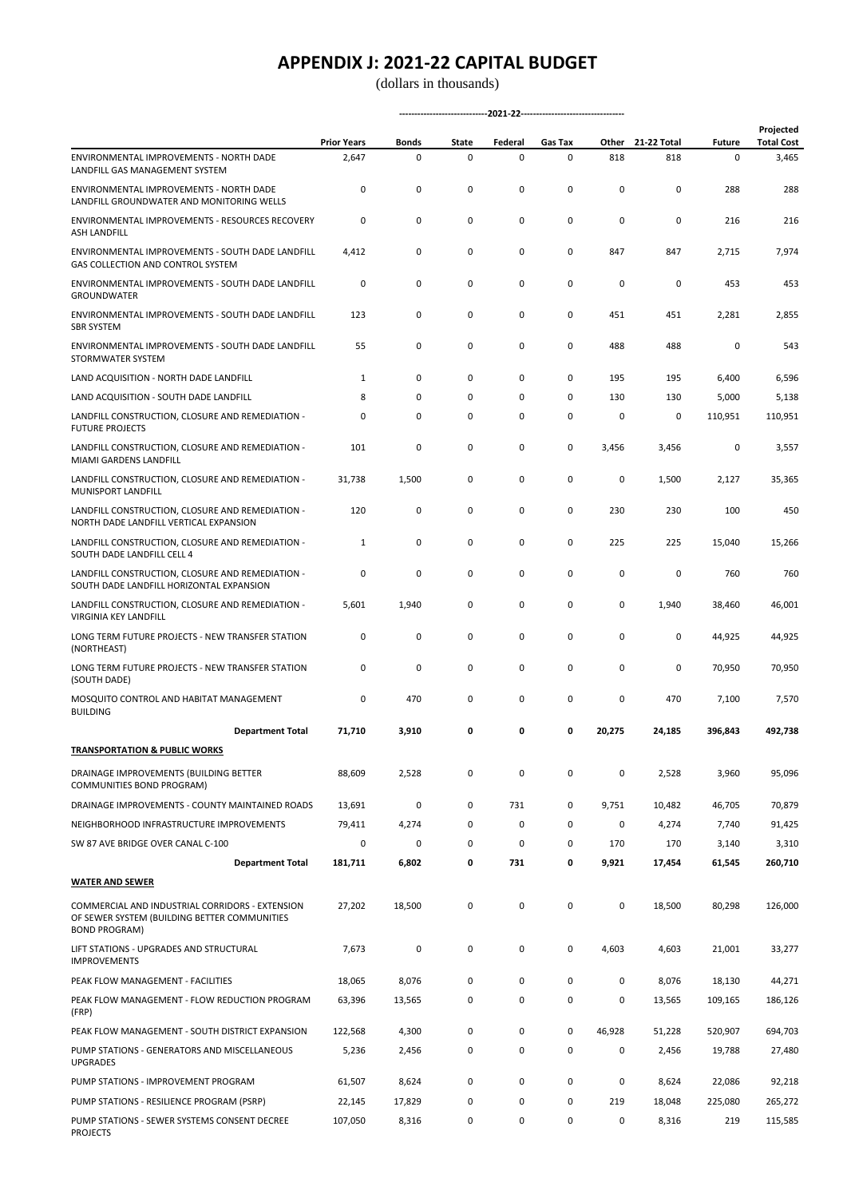# APPENDIX J: 2021-22 CAPITAL BUDGET

(dollars in thousands)

| | Prior Years | ---------------------------2021-22--------------------------------- | | | | | | Future | Projected Total Cost |
|---|---|---|---|---|---|---|---|---|---|
| | | Bonds | State | Federal | Gas Tax | Other | 21-22 Total | | |
| ENVIRONMENTAL IMPROVEMENTS - NORTH DADE LANDFILL GAS MANAGEMENT SYSTEM | 2,647 | 0 | 0 | 0 | 0 | 818 | 818 | 0 | 3,465 |
| ENVIRONMENTAL IMPROVEMENTS - NORTH DADE LANDFILL GROUNDWATER AND MONITORING WELLS | 0 | 0 | 0 | 0 | 0 | 0 | 0 | 288 | 288 |
| ENVIRONMENTAL IMPROVEMENTS - RESOURCES RECOVERY ASH LANDFILL | 0 | 0 | 0 | 0 | 0 | 0 | 0 | 216 | 216 |
| ENVIRONMENTAL IMPROVEMENTS - SOUTH DADE LANDFILL GAS COLLECTION AND CONTROL SYSTEM | 4,412 | 0 | 0 | 0 | 0 | 847 | 847 | 2,715 | 7,974 |
| ENVIRONMENTAL IMPROVEMENTS - SOUTH DADE LANDFILL GROUNDWATER | 0 | 0 | 0 | 0 | 0 | 0 | 0 | 453 | 453 |
| ENVIRONMENTAL IMPROVEMENTS - SOUTH DADE LANDFILL SBR SYSTEM | 123 | 0 | 0 | 0 | 0 | 451 | 451 | 2,281 | 2,855 |
| ENVIRONMENTAL IMPROVEMENTS - SOUTH DADE LANDFILL STORMWATER SYSTEM | 55 | 0 | 0 | 0 | 0 | 488 | 488 | 0 | 543 |
| LAND ACQUISITION - NORTH DADE LANDFILL | 1 | 0 | 0 | 0 | 0 | 195 | 195 | 6,400 | 6,596 |
| LAND ACQUISITION - SOUTH DADE LANDFILL | 8 | 0 | 0 | 0 | 0 | 130 | 130 | 5,000 | 5,138 |
| LANDFILL CONSTRUCTION, CLOSURE AND REMEDIATION - FUTURE PROJECTS | 0 | 0 | 0 | 0 | 0 | 0 | 0 | 110,951 | 110,951 |
| LANDFILL CONSTRUCTION, CLOSURE AND REMEDIATION - MIAMI GARDENS LANDFILL | 101 | 0 | 0 | 0 | 0 | 3,456 | 3,456 | 0 | 3,557 |
| LANDFILL CONSTRUCTION, CLOSURE AND REMEDIATION - MUNISPORT LANDFILL | 31,738 | 1,500 | 0 | 0 | 0 | 0 | 1,500 | 2,127 | 35,365 |
| LANDFILL CONSTRUCTION, CLOSURE AND REMEDIATION - NORTH DADE LANDFILL VERTICAL EXPANSION | 120 | 0 | 0 | 0 | 0 | 230 | 230 | 100 | 450 |
| LANDFILL CONSTRUCTION, CLOSURE AND REMEDIATION - SOUTH DADE LANDFILL CELL 4 | 1 | 0 | 0 | 0 | 0 | 225 | 225 | 15,040 | 15,266 |
| LANDFILL CONSTRUCTION, CLOSURE AND REMEDIATION - SOUTH DADE LANDFILL HORIZONTAL EXPANSION | 0 | 0 | 0 | 0 | 0 | 0 | 0 | 760 | 760 |
| LANDFILL CONSTRUCTION, CLOSURE AND REMEDIATION - VIRGINIA KEY LANDFILL | 5,601 | 1,940 | 0 | 0 | 0 | 0 | 1,940 | 38,460 | 46,001 |
| LONG TERM FUTURE PROJECTS - NEW TRANSFER STATION (NORTHEAST) | 0 | 0 | 0 | 0 | 0 | 0 | 0 | 44,925 | 44,925 |
| LONG TERM FUTURE PROJECTS - NEW TRANSFER STATION (SOUTH DADE) | 0 | 0 | 0 | 0 | 0 | 0 | 0 | 70,950 | 70,950 |
| MOSQUITO CONTROL AND HABITAT MANAGEMENT BUILDING | 0 | 470 | 0 | 0 | 0 | 0 | 470 | 7,100 | 7,570 |
| **Department Total** | **71,710** | **3,910** | **0** | **0** | **0** | **20,275** | **24,185** | **396,843** | **492,738** |
| **TRANSPORTATION & PUBLIC WORKS** | | | | | | | | | |
| DRAINAGE IMPROVEMENTS (BUILDING BETTER COMMUNITIES BOND PROGRAM) | 88,609 | 2,528 | 0 | 0 | 0 | 0 | 2,528 | 3,960 | 95,096 |
| DRAINAGE IMPROVEMENTS - COUNTY MAINTAINED ROADS | 13,691 | 0 | 0 | 731 | 0 | 9,751 | 10,482 | 46,705 | 70,879 |
| NEIGHBORHOOD INFRASTRUCTURE IMPROVEMENTS | 79,411 | 4,274 | 0 | 0 | 0 | 0 | 4,274 | 7,740 | 91,425 |
| SW 87 AVE BRIDGE OVER CANAL C-100 | 0 | 0 | 0 | 0 | 0 | 170 | 170 | 3,140 | 3,310 |
| **Department Total** | **181,711** | **6,802** | **0** | **731** | **0** | **9,921** | **17,454** | **61,545** | **260,710** |
| **WATER AND SEWER** | | | | | | | | | |
| COMMERCIAL AND INDUSTRIAL CORRIDORS - EXTENSION OF SEWER SYSTEM (BUILDING BETTER COMMUNITIES BOND PROGRAM) | 27,202 | 18,500 | 0 | 0 | 0 | 0 | 18,500 | 80,298 | 126,000 |
| LIFT STATIONS - UPGRADES AND STRUCTURAL IMPROVEMENTS | 7,673 | 0 | 0 | 0 | 0 | 4,603 | 4,603 | 21,001 | 33,277 |
| PEAK FLOW MANAGEMENT - FACILITIES | 18,065 | 8,076 | 0 | 0 | 0 | 0 | 8,076 | 18,130 | 44,271 |
| PEAK FLOW MANAGEMENT - FLOW REDUCTION PROGRAM (FRP) | 63,396 | 13,565 | 0 | 0 | 0 | 0 | 13,565 | 109,165 | 186,126 |
| PEAK FLOW MANAGEMENT - SOUTH DISTRICT EXPANSION | 122,568 | 4,300 | 0 | 0 | 0 | 46,928 | 51,228 | 520,907 | 694,703 |
| PUMP STATIONS - GENERATORS AND MISCELLANEOUS UPGRADES | 5,236 | 2,456 | 0 | 0 | 0 | 0 | 2,456 | 19,788 | 27,480 |
| PUMP STATIONS - IMPROVEMENT PROGRAM | 61,507 | 8,624 | 0 | 0 | 0 | 0 | 8,624 | 22,086 | 92,218 |
| PUMP STATIONS - RESILIENCE PROGRAM (PSRP) | 22,145 | 17,829 | 0 | 0 | 0 | 219 | 18,048 | 225,080 | 265,272 |
| PUMP STATIONS - SEWER SYSTEMS CONSENT DECREE PROJECTS | 107,050 | 8,316 | 0 | 0 | 0 | 0 | 8,316 | 219 | 115,585 |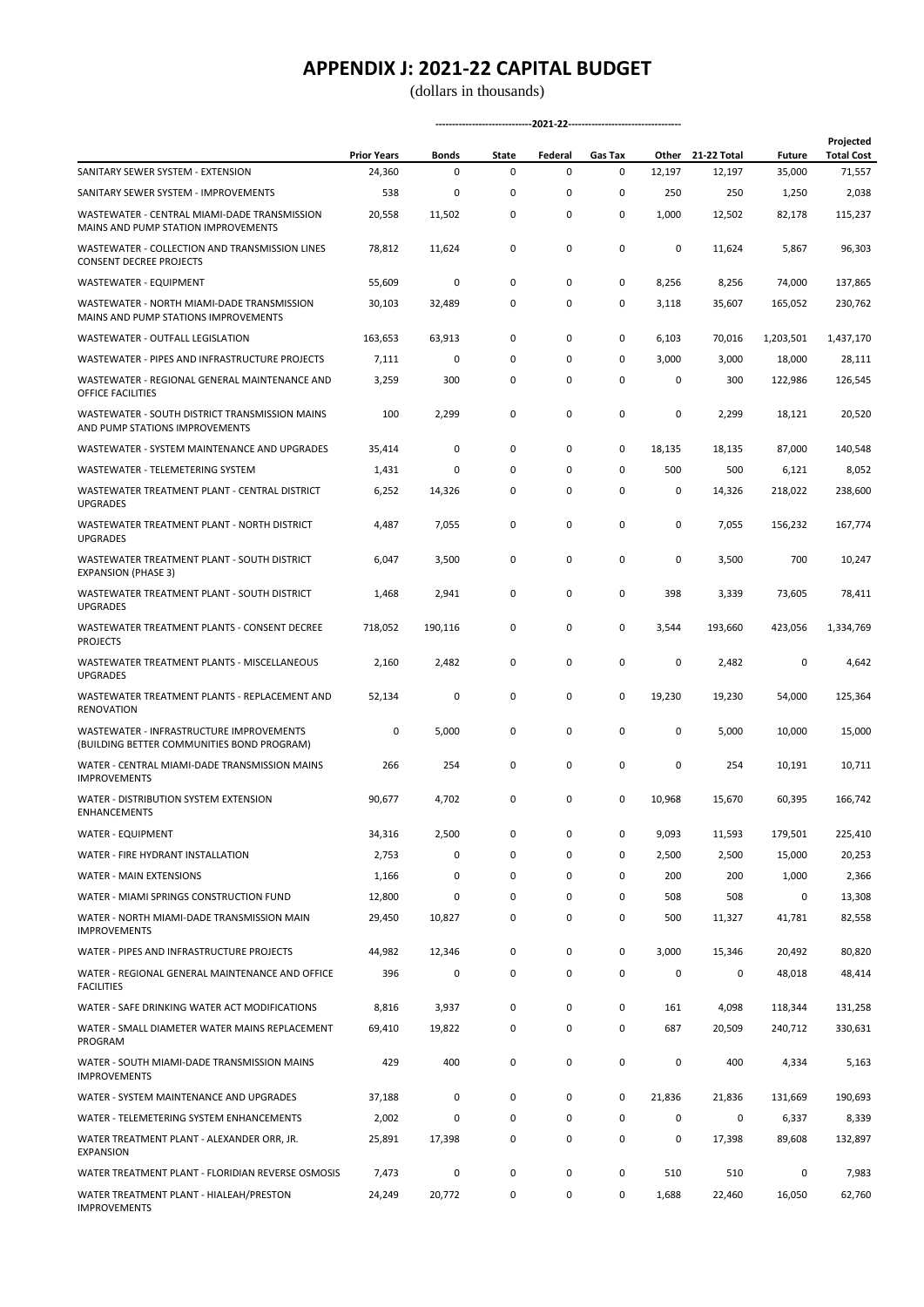# APPENDIX J: 2021-22 CAPITAL BUDGET

(dollars in thousands)

| | Prior Years | Bonds | State | Federal | Gas Tax | Other | 21-22 Total | Future | Projected Total Cost |
|---|---|---|---|---|---|---|---|---|---|
| | | -----2021-22----- | | | | | | | |
| SANITARY SEWER SYSTEM - EXTENSION | 24,360 | 0 | 0 | 0 | 0 | 12,197 | 12,197 | 35,000 | 71,557 |
| SANITARY SEWER SYSTEM - IMPROVEMENTS | 538 | 0 | 0 | 0 | 0 | 250 | 250 | 1,250 | 2,038 |
| WASTEWATER - CENTRAL MIAMI-DADE TRANSMISSION MAINS AND PUMP STATION IMPROVEMENTS | 20,558 | 11,502 | 0 | 0 | 0 | 1,000 | 12,502 | 82,178 | 115,237 |
| WASTEWATER - COLLECTION AND TRANSMISSION LINES CONSENT DECREE PROJECTS | 78,812 | 11,624 | 0 | 0 | 0 | 0 | 11,624 | 5,867 | 96,303 |
| WASTEWATER - EQUIPMENT | 55,609 | 0 | 0 | 0 | 0 | 8,256 | 8,256 | 74,000 | 137,865 |
| WASTEWATER - NORTH MIAMI-DADE TRANSMISSION MAINS AND PUMP STATIONS IMPROVEMENTS | 30,103 | 32,489 | 0 | 0 | 0 | 3,118 | 35,607 | 165,052 | 230,762 |
| WASTEWATER - OUTFALL LEGISLATION | 163,653 | 63,913 | 0 | 0 | 0 | 6,103 | 70,016 | 1,203,501 | 1,437,170 |
| WASTEWATER - PIPES AND INFRASTRUCTURE PROJECTS | 7,111 | 0 | 0 | 0 | 0 | 3,000 | 3,000 | 18,000 | 28,111 |
| WASTEWATER - REGIONAL GENERAL MAINTENANCE AND OFFICE FACILITIES | 3,259 | 300 | 0 | 0 | 0 | 0 | 300 | 122,986 | 126,545 |
| WASTEWATER - SOUTH DISTRICT TRANSMISSION MAINS AND PUMP STATIONS IMPROVEMENTS | 100 | 2,299 | 0 | 0 | 0 | 0 | 2,299 | 18,121 | 20,520 |
| WASTEWATER - SYSTEM MAINTENANCE AND UPGRADES | 35,414 | 0 | 0 | 0 | 0 | 18,135 | 18,135 | 87,000 | 140,548 |
| WASTEWATER - TELEMETERING SYSTEM | 1,431 | 0 | 0 | 0 | 0 | 500 | 500 | 6,121 | 8,052 |
| WASTEWATER TREATMENT PLANT - CENTRAL DISTRICT UPGRADES | 6,252 | 14,326 | 0 | 0 | 0 | 0 | 14,326 | 218,022 | 238,600 |
| WASTEWATER TREATMENT PLANT - NORTH DISTRICT UPGRADES | 4,487 | 7,055 | 0 | 0 | 0 | 0 | 7,055 | 156,232 | 167,774 |
| WASTEWATER TREATMENT PLANT - SOUTH DISTRICT EXPANSION (PHASE 3) | 6,047 | 3,500 | 0 | 0 | 0 | 0 | 3,500 | 700 | 10,247 |
| WASTEWATER TREATMENT PLANT - SOUTH DISTRICT UPGRADES | 1,468 | 2,941 | 0 | 0 | 0 | 398 | 3,339 | 73,605 | 78,411 |
| WASTEWATER TREATMENT PLANTS - CONSENT DECREE PROJECTS | 718,052 | 190,116 | 0 | 0 | 0 | 3,544 | 193,660 | 423,056 | 1,334,769 |
| WASTEWATER TREATMENT PLANTS - MISCELLANEOUS UPGRADES | 2,160 | 2,482 | 0 | 0 | 0 | 0 | 2,482 | 0 | 4,642 |
| WASTEWATER TREATMENT PLANTS - REPLACEMENT AND RENOVATION | 52,134 | 0 | 0 | 0 | 0 | 19,230 | 19,230 | 54,000 | 125,364 |
| WASTEWATER - INFRASTRUCTURE IMPROVEMENTS (BUILDING BETTER COMMUNITIES BOND PROGRAM) | 0 | 5,000 | 0 | 0 | 0 | 0 | 5,000 | 10,000 | 15,000 |
| WATER - CENTRAL MIAMI-DADE TRANSMISSION MAINS IMPROVEMENTS | 266 | 254 | 0 | 0 | 0 | 0 | 254 | 10,191 | 10,711 |
| WATER - DISTRIBUTION SYSTEM EXTENSION ENHANCEMENTS | 90,677 | 4,702 | 0 | 0 | 0 | 10,968 | 15,670 | 60,395 | 166,742 |
| WATER - EQUIPMENT | 34,316 | 2,500 | 0 | 0 | 0 | 9,093 | 11,593 | 179,501 | 225,410 |
| WATER - FIRE HYDRANT INSTALLATION | 2,753 | 0 | 0 | 0 | 0 | 2,500 | 2,500 | 15,000 | 20,253 |
| WATER - MAIN EXTENSIONS | 1,166 | 0 | 0 | 0 | 0 | 200 | 200 | 1,000 | 2,366 |
| WATER - MIAMI SPRINGS CONSTRUCTION FUND | 12,800 | 0 | 0 | 0 | 0 | 508 | 508 | 0 | 13,308 |
| WATER - NORTH MIAMI-DADE TRANSMISSION MAIN IMPROVEMENTS | 29,450 | 10,827 | 0 | 0 | 0 | 500 | 11,327 | 41,781 | 82,558 |
| WATER - PIPES AND INFRASTRUCTURE PROJECTS | 44,982 | 12,346 | 0 | 0 | 0 | 3,000 | 15,346 | 20,492 | 80,820 |
| WATER - REGIONAL GENERAL MAINTENANCE AND OFFICE FACILITIES | 396 | 0 | 0 | 0 | 0 | 0 | 0 | 48,018 | 48,414 |
| WATER - SAFE DRINKING WATER ACT MODIFICATIONS | 8,816 | 3,937 | 0 | 0 | 0 | 161 | 4,098 | 118,344 | 131,258 |
| WATER - SMALL DIAMETER WATER MAINS REPLACEMENT PROGRAM | 69,410 | 19,822 | 0 | 0 | 0 | 687 | 20,509 | 240,712 | 330,631 |
| WATER - SOUTH MIAMI-DADE TRANSMISSION MAINS IMPROVEMENTS | 429 | 400 | 0 | 0 | 0 | 0 | 400 | 4,334 | 5,163 |
| WATER - SYSTEM MAINTENANCE AND UPGRADES | 37,188 | 0 | 0 | 0 | 0 | 21,836 | 21,836 | 131,669 | 190,693 |
| WATER - TELEMETERING SYSTEM ENHANCEMENTS | 2,002 | 0 | 0 | 0 | 0 | 0 | 0 | 6,337 | 8,339 |
| WATER TREATMENT PLANT - ALEXANDER ORR, JR. EXPANSION | 25,891 | 17,398 | 0 | 0 | 0 | 0 | 17,398 | 89,608 | 132,897 |
| WATER TREATMENT PLANT - FLORIDIAN REVERSE OSMOSIS | 7,473 | 0 | 0 | 0 | 0 | 510 | 510 | 0 | 7,983 |
| WATER TREATMENT PLANT - HIALEAH/PRESTON IMPROVEMENTS | 24,249 | 20,772 | 0 | 0 | 0 | 1,688 | 22,460 | 16,050 | 62,760 |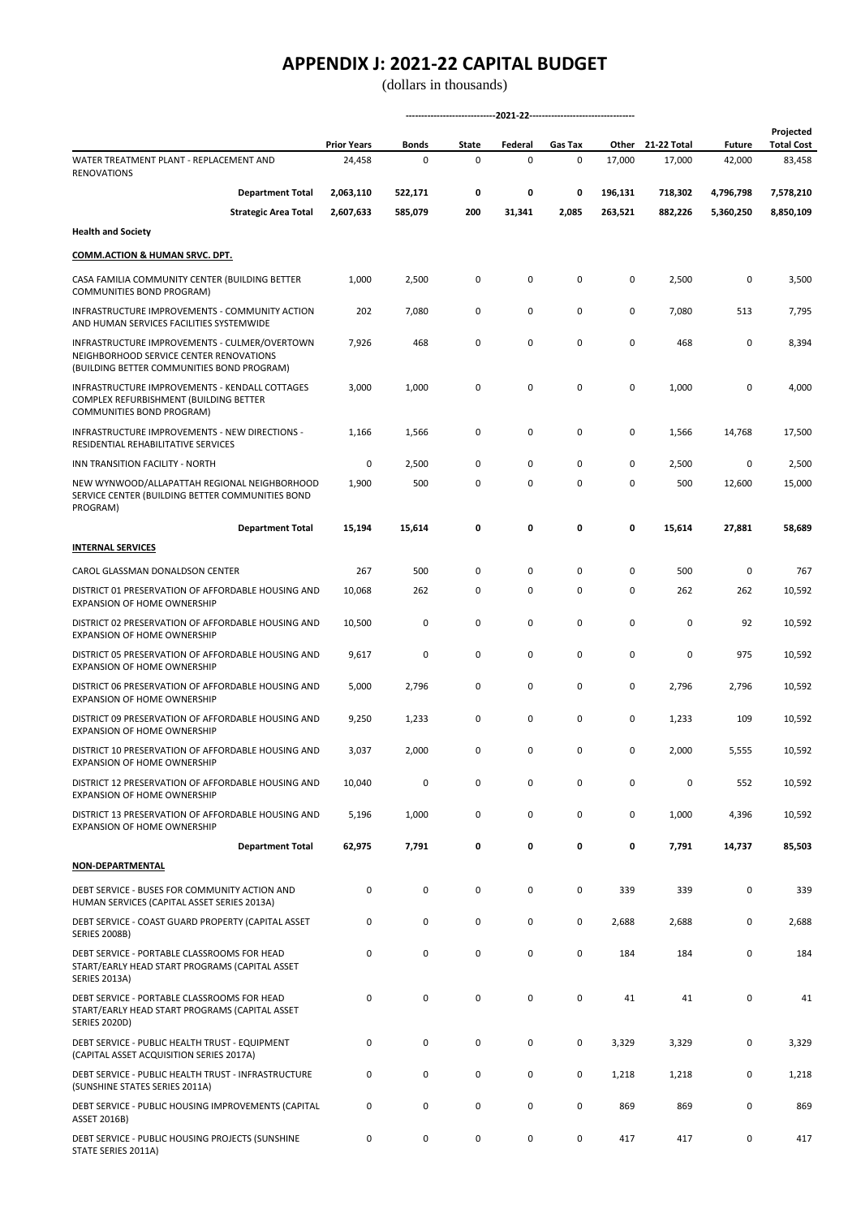# APPENDIX J: 2021-22 CAPITAL BUDGET

(dollars in thousands)

| | Prior Years | 2021-22 Bonds | 2021-22 State | 2021-22 Federal | 2021-22 Gas Tax | 2021-22 Other | 21-22 Total | Future | Projected Total Cost |
|---|---|---|---|---|---|---|---|---|---|
| WATER TREATMENT PLANT - REPLACEMENT AND RENOVATIONS | 24,458 | 0 | 0 | 0 | 0 | 17,000 | 17,000 | 42,000 | 83,458 |
| **Department Total** | **2,063,110** | **522,171** | **0** | **0** | **0** | **196,131** | **718,302** | **4,796,798** | **7,578,210** |
| **Strategic Area Total** | **2,607,633** | **585,079** | **200** | **31,341** | **2,085** | **263,521** | **882,226** | **5,360,250** | **8,850,109** |
| **Health and Society** | | | | | | | | | |
| **COMM.ACTION & HUMAN SRVC. DPT.** | | | | | | | | | |
| CASA FAMILIA COMMUNITY CENTER (BUILDING BETTER COMMUNITIES BOND PROGRAM) | 1,000 | 2,500 | 0 | 0 | 0 | 0 | 2,500 | 0 | 3,500 |
| INFRASTRUCTURE IMPROVEMENTS - COMMUNITY ACTION AND HUMAN SERVICES FACILITIES SYSTEMWIDE | 202 | 7,080 | 0 | 0 | 0 | 0 | 7,080 | 513 | 7,795 |
| INFRASTRUCTURE IMPROVEMENTS - CULMER/OVERTOWN NEIGHBORHOOD SERVICE CENTER RENOVATIONS (BUILDING BETTER COMMUNITIES BOND PROGRAM) | 7,926 | 468 | 0 | 0 | 0 | 0 | 468 | 0 | 8,394 |
| INFRASTRUCTURE IMPROVEMENTS - KENDALL COTTAGES COMPLEX REFURBISHMENT (BUILDING BETTER COMMUNITIES BOND PROGRAM) | 3,000 | 1,000 | 0 | 0 | 0 | 0 | 1,000 | 0 | 4,000 |
| INFRASTRUCTURE IMPROVEMENTS - NEW DIRECTIONS - RESIDENTIAL REHABILITATIVE SERVICES | 1,166 | 1,566 | 0 | 0 | 0 | 0 | 1,566 | 14,768 | 17,500 |
| INN TRANSITION FACILITY - NORTH | 0 | 2,500 | 0 | 0 | 0 | 0 | 2,500 | 0 | 2,500 |
| NEW WYNWOOD/ALLAPATTAH REGIONAL NEIGHBORHOOD SERVICE CENTER (BUILDING BETTER COMMUNITIES BOND PROGRAM) | 1,900 | 500 | 0 | 0 | 0 | 0 | 500 | 12,600 | 15,000 |
| **Department Total** | **15,194** | **15,614** | **0** | **0** | **0** | **0** | **15,614** | **27,881** | **58,689** |
| **INTERNAL SERVICES** | | | | | | | | | |
| CAROL GLASSMAN DONALDSON CENTER | 267 | 500 | 0 | 0 | 0 | 0 | 500 | 0 | 767 |
| DISTRICT 01 PRESERVATION OF AFFORDABLE HOUSING AND EXPANSION OF HOME OWNERSHIP | 10,068 | 262 | 0 | 0 | 0 | 0 | 262 | 262 | 10,592 |
| DISTRICT 02 PRESERVATION OF AFFORDABLE HOUSING AND EXPANSION OF HOME OWNERSHIP | 10,500 | 0 | 0 | 0 | 0 | 0 | 0 | 92 | 10,592 |
| DISTRICT 05 PRESERVATION OF AFFORDABLE HOUSING AND EXPANSION OF HOME OWNERSHIP | 9,617 | 0 | 0 | 0 | 0 | 0 | 0 | 975 | 10,592 |
| DISTRICT 06 PRESERVATION OF AFFORDABLE HOUSING AND EXPANSION OF HOME OWNERSHIP | 5,000 | 2,796 | 0 | 0 | 0 | 0 | 2,796 | 2,796 | 10,592 |
| DISTRICT 09 PRESERVATION OF AFFORDABLE HOUSING AND EXPANSION OF HOME OWNERSHIP | 9,250 | 1,233 | 0 | 0 | 0 | 0 | 1,233 | 109 | 10,592 |
| DISTRICT 10 PRESERVATION OF AFFORDABLE HOUSING AND EXPANSION OF HOME OWNERSHIP | 3,037 | 2,000 | 0 | 0 | 0 | 0 | 2,000 | 5,555 | 10,592 |
| DISTRICT 12 PRESERVATION OF AFFORDABLE HOUSING AND EXPANSION OF HOME OWNERSHIP | 10,040 | 0 | 0 | 0 | 0 | 0 | 0 | 552 | 10,592 |
| DISTRICT 13 PRESERVATION OF AFFORDABLE HOUSING AND EXPANSION OF HOME OWNERSHIP | 5,196 | 1,000 | 0 | 0 | 0 | 0 | 1,000 | 4,396 | 10,592 |
| **Department Total** | **62,975** | **7,791** | **0** | **0** | **0** | **0** | **7,791** | **14,737** | **85,503** |
| **NON-DEPARTMENTAL** | | | | | | | | | |
| DEBT SERVICE - BUSES FOR COMMUNITY ACTION AND HUMAN SERVICES (CAPITAL ASSET SERIES 2013A) | 0 | 0 | 0 | 0 | 0 | 339 | 339 | 0 | 339 |
| DEBT SERVICE - COAST GUARD PROPERTY (CAPITAL ASSET SERIES 2008B) | 0 | 0 | 0 | 0 | 0 | 2,688 | 2,688 | 0 | 2,688 |
| DEBT SERVICE - PORTABLE CLASSROOMS FOR HEAD START/EARLY HEAD START PROGRAMS (CAPITAL ASSET SERIES 2013A) | 0 | 0 | 0 | 0 | 0 | 184 | 184 | 0 | 184 |
| DEBT SERVICE - PORTABLE CLASSROOMS FOR HEAD START/EARLY HEAD START PROGRAMS (CAPITAL ASSET SERIES 2020D) | 0 | 0 | 0 | 0 | 0 | 41 | 41 | 0 | 41 |
| DEBT SERVICE - PUBLIC HEALTH TRUST - EQUIPMENT (CAPITAL ASSET ACQUISITION SERIES 2017A) | 0 | 0 | 0 | 0 | 0 | 3,329 | 3,329 | 0 | 3,329 |
| DEBT SERVICE - PUBLIC HEALTH TRUST - INFRASTRUCTURE (SUNSHINE STATES SERIES 2011A) | 0 | 0 | 0 | 0 | 0 | 1,218 | 1,218 | 0 | 1,218 |
| DEBT SERVICE - PUBLIC HOUSING IMPROVEMENTS (CAPITAL ASSET 2016B) | 0 | 0 | 0 | 0 | 0 | 869 | 869 | 0 | 869 |
| DEBT SERVICE - PUBLIC HOUSING PROJECTS (SUNSHINE STATE SERIES 2011A) | 0 | 0 | 0 | 0 | 0 | 417 | 417 | 0 | 417 |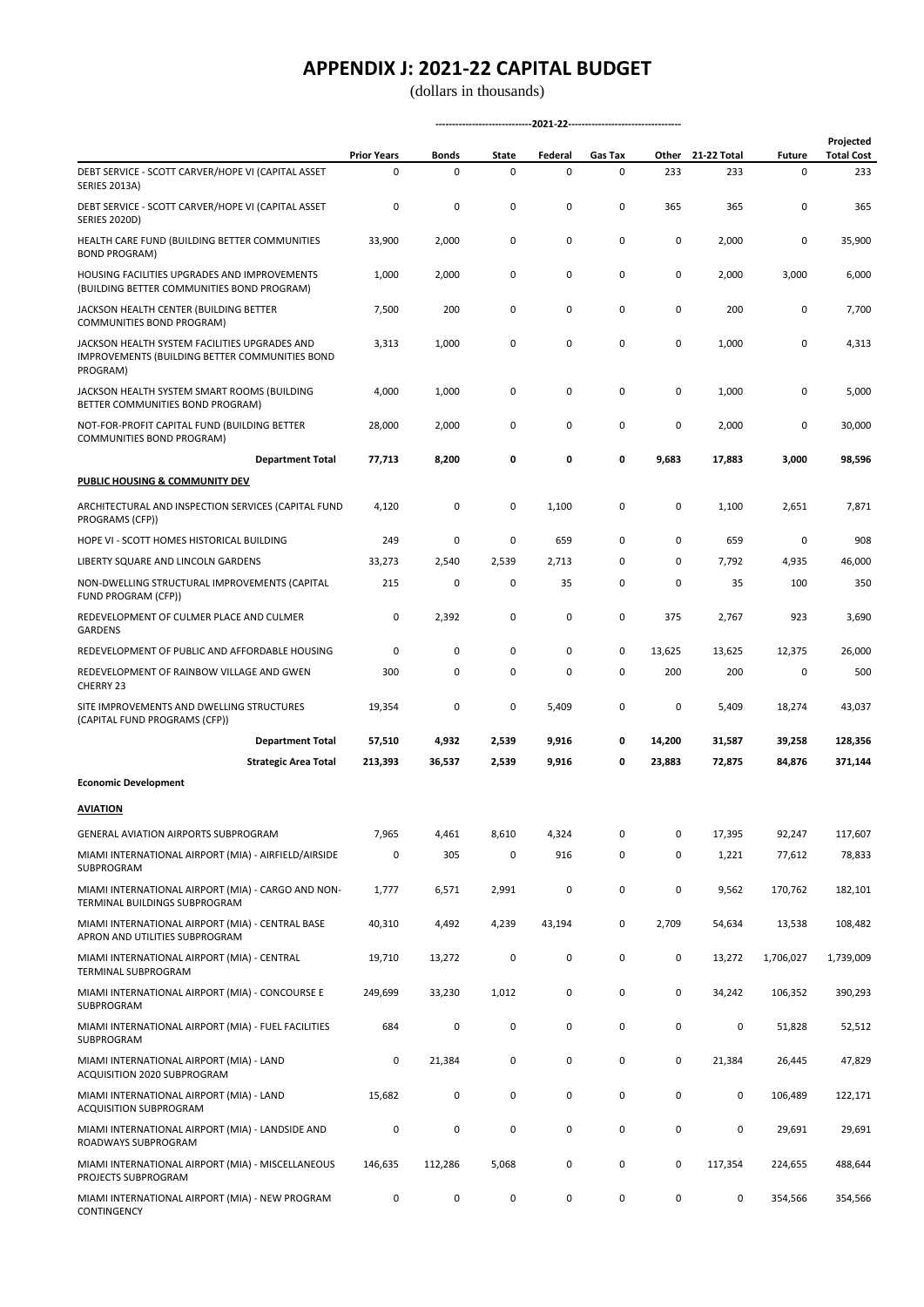# APPENDIX J: 2021-22 CAPITAL BUDGET

(dollars in thousands)

| | Prior Years | 2021-22 Bonds | 2021-22 State | 2021-22 Federal | 2021-22 Gas Tax | 2021-22 Other | 21-22 Total | Future | Projected Total Cost |
|---|---|---|---|---|---|---|---|---|---|
| DEBT SERVICE - SCOTT CARVER/HOPE VI (CAPITAL ASSET SERIES 2013A) | 0 | 0 | 0 | 0 | 0 | 233 | 233 | 0 | 233 |
| DEBT SERVICE - SCOTT CARVER/HOPE VI (CAPITAL ASSET SERIES 2020D) | 0 | 0 | 0 | 0 | 0 | 365 | 365 | 0 | 365 |
| HEALTH CARE FUND (BUILDING BETTER COMMUNITIES BOND PROGRAM) | 33,900 | 2,000 | 0 | 0 | 0 | 0 | 2,000 | 0 | 35,900 |
| HOUSING FACILITIES UPGRADES AND IMPROVEMENTS (BUILDING BETTER COMMUNITIES BOND PROGRAM) | 1,000 | 2,000 | 0 | 0 | 0 | 0 | 2,000 | 3,000 | 6,000 |
| JACKSON HEALTH CENTER (BUILDING BETTER COMMUNITIES BOND PROGRAM) | 7,500 | 200 | 0 | 0 | 0 | 0 | 200 | 0 | 7,700 |
| JACKSON HEALTH SYSTEM FACILITIES UPGRADES AND IMPROVEMENTS (BUILDING BETTER COMMUNITIES BOND PROGRAM) | 3,313 | 1,000 | 0 | 0 | 0 | 0 | 1,000 | 0 | 4,313 |
| JACKSON HEALTH SYSTEM SMART ROOMS (BUILDING BETTER COMMUNITIES BOND PROGRAM) | 4,000 | 1,000 | 0 | 0 | 0 | 0 | 1,000 | 0 | 5,000 |
| NOT-FOR-PROFIT CAPITAL FUND (BUILDING BETTER COMMUNITIES BOND PROGRAM) | 28,000 | 2,000 | 0 | 0 | 0 | 0 | 2,000 | 0 | 30,000 |
| **Department Total** | **77,713** | **8,200** | **0** | **0** | **0** | **9,683** | **17,883** | **3,000** | **98,596** |
| **PUBLIC HOUSING & COMMUNITY DEV** | | | | | | | | | |
| ARCHITECTURAL AND INSPECTION SERVICES (CAPITAL FUND PROGRAMS (CFP)) | 4,120 | 0 | 0 | 1,100 | 0 | 0 | 1,100 | 2,651 | 7,871 |
| HOPE VI - SCOTT HOMES HISTORICAL BUILDING | 249 | 0 | 0 | 659 | 0 | 0 | 659 | 0 | 908 |
| LIBERTY SQUARE AND LINCOLN GARDENS | 33,273 | 2,540 | 2,539 | 2,713 | 0 | 0 | 7,792 | 4,935 | 46,000 |
| NON-DWELLING STRUCTURAL IMPROVEMENTS (CAPITAL FUND PROGRAM (CFP)) | 215 | 0 | 0 | 35 | 0 | 0 | 35 | 100 | 350 |
| REDEVELOPMENT OF CULMER PLACE AND CULMER GARDENS | 0 | 2,392 | 0 | 0 | 0 | 375 | 2,767 | 923 | 3,690 |
| REDEVELOPMENT OF PUBLIC AND AFFORDABLE HOUSING | 0 | 0 | 0 | 0 | 0 | 13,625 | 13,625 | 12,375 | 26,000 |
| REDEVELOPMENT OF RAINBOW VILLAGE AND GWEN CHERRY 23 | 300 | 0 | 0 | 0 | 0 | 200 | 200 | 0 | 500 |
| SITE IMPROVEMENTS AND DWELLING STRUCTURES (CAPITAL FUND PROGRAMS (CFP)) | 19,354 | 0 | 0 | 5,409 | 0 | 0 | 5,409 | 18,274 | 43,037 |
| **Department Total** | **57,510** | **4,932** | **2,539** | **9,916** | **0** | **14,200** | **31,587** | **39,258** | **128,356** |
| **Strategic Area Total** | **213,393** | **36,537** | **2,539** | **9,916** | **0** | **23,883** | **72,875** | **84,876** | **371,144** |
| **Economic Development** | | | | | | | | | |
| **AVIATION** | | | | | | | | | |
| GENERAL AVIATION AIRPORTS SUBPROGRAM | 7,965 | 4,461 | 8,610 | 4,324 | 0 | 0 | 17,395 | 92,247 | 117,607 |
| MIAMI INTERNATIONAL AIRPORT (MIA) - AIRFIELD/AIRSIDE SUBPROGRAM | 0 | 305 | 0 | 916 | 0 | 0 | 1,221 | 77,612 | 78,833 |
| MIAMI INTERNATIONAL AIRPORT (MIA) - CARGO AND NON-TERMINAL BUILDINGS SUBPROGRAM | 1,777 | 6,571 | 2,991 | 0 | 0 | 0 | 9,562 | 170,762 | 182,101 |
| MIAMI INTERNATIONAL AIRPORT (MIA) - CENTRAL BASE APRON AND UTILITIES SUBPROGRAM | 40,310 | 4,492 | 4,239 | 43,194 | 0 | 2,709 | 54,634 | 13,538 | 108,482 |
| MIAMI INTERNATIONAL AIRPORT (MIA) - CENTRAL TERMINAL SUBPROGRAM | 19,710 | 13,272 | 0 | 0 | 0 | 0 | 13,272 | 1,706,027 | 1,739,009 |
| MIAMI INTERNATIONAL AIRPORT (MIA) - CONCOURSE E SUBPROGRAM | 249,699 | 33,230 | 1,012 | 0 | 0 | 0 | 34,242 | 106,352 | 390,293 |
| MIAMI INTERNATIONAL AIRPORT (MIA) - FUEL FACILITIES SUBPROGRAM | 684 | 0 | 0 | 0 | 0 | 0 | 0 | 51,828 | 52,512 |
| MIAMI INTERNATIONAL AIRPORT (MIA) - LAND ACQUISITION 2020 SUBPROGRAM | 0 | 21,384 | 0 | 0 | 0 | 0 | 21,384 | 26,445 | 47,829 |
| MIAMI INTERNATIONAL AIRPORT (MIA) - LAND ACQUISITION SUBPROGRAM | 15,682 | 0 | 0 | 0 | 0 | 0 | 0 | 106,489 | 122,171 |
| MIAMI INTERNATIONAL AIRPORT (MIA) - LANDSIDE AND ROADWAYS SUBPROGRAM | 0 | 0 | 0 | 0 | 0 | 0 | 0 | 29,691 | 29,691 |
| MIAMI INTERNATIONAL AIRPORT (MIA) - MISCELLANEOUS PROJECTS SUBPROGRAM | 146,635 | 112,286 | 5,068 | 0 | 0 | 0 | 117,354 | 224,655 | 488,644 |
| MIAMI INTERNATIONAL AIRPORT (MIA) - NEW PROGRAM CONTINGENCY | 0 | 0 | 0 | 0 | 0 | 0 | 0 | 354,566 | 354,566 |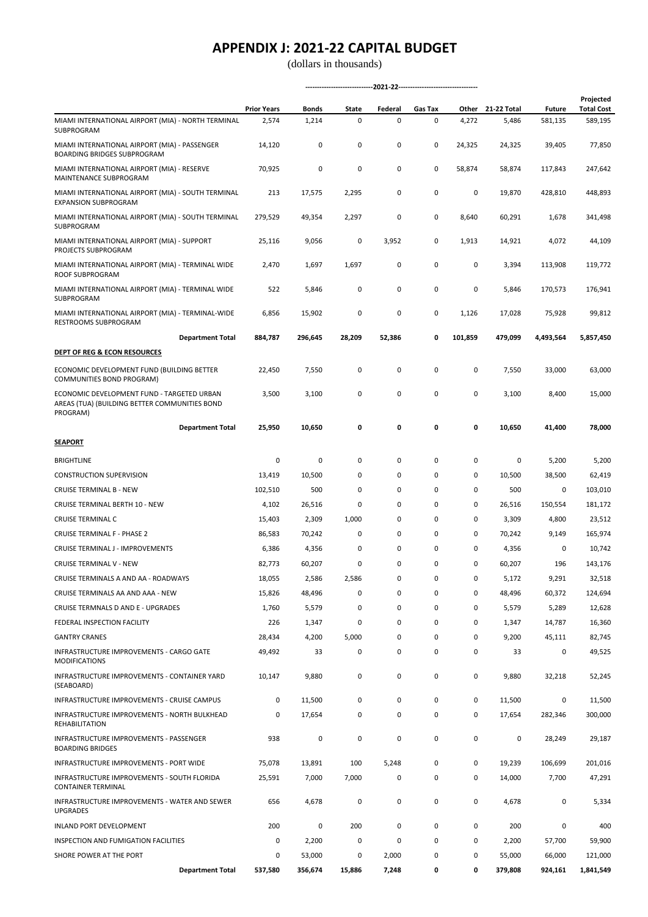# APPENDIX J: 2021-22 CAPITAL BUDGET

(dollars in thousands)

| | Prior Years | 2021-22 Bonds | State | Federal | Gas Tax | Other | 21-22 Total | Future | Projected Total Cost |
|---|---|---|---|---|---|---|---|---|---|
| MIAMI INTERNATIONAL AIRPORT (MIA) - NORTH TERMINAL SUBPROGRAM | 2,574 | 1,214 | 0 | 0 | 0 | 4,272 | 5,486 | 581,135 | 589,195 |
| MIAMI INTERNATIONAL AIRPORT (MIA) - PASSENGER BOARDING BRIDGES SUBPROGRAM | 14,120 | 0 | 0 | 0 | 0 | 24,325 | 24,325 | 39,405 | 77,850 |
| MIAMI INTERNATIONAL AIRPORT (MIA) - RESERVE MAINTENANCE SUBPROGRAM | 70,925 | 0 | 0 | 0 | 0 | 58,874 | 58,874 | 117,843 | 247,642 |
| MIAMI INTERNATIONAL AIRPORT (MIA) - SOUTH TERMINAL EXPANSION SUBPROGRAM | 213 | 17,575 | 2,295 | 0 | 0 | 0 | 19,870 | 428,810 | 448,893 |
| MIAMI INTERNATIONAL AIRPORT (MIA) - SOUTH TERMINAL SUBPROGRAM | 279,529 | 49,354 | 2,297 | 0 | 0 | 8,640 | 60,291 | 1,678 | 341,498 |
| MIAMI INTERNATIONAL AIRPORT (MIA) - SUPPORT PROJECTS SUBPROGRAM | 25,116 | 9,056 | 0 | 3,952 | 0 | 1,913 | 14,921 | 4,072 | 44,109 |
| MIAMI INTERNATIONAL AIRPORT (MIA) - TERMINAL WIDE ROOF SUBPROGRAM | 2,470 | 1,697 | 1,697 | 0 | 0 | 0 | 3,394 | 113,908 | 119,772 |
| MIAMI INTERNATIONAL AIRPORT (MIA) - TERMINAL WIDE SUBPROGRAM | 522 | 5,846 | 0 | 0 | 0 | 0 | 5,846 | 170,573 | 176,941 |
| MIAMI INTERNATIONAL AIRPORT (MIA) - TERMINAL-WIDE RESTROOMS SUBPROGRAM | 6,856 | 15,902 | 0 | 0 | 0 | 1,126 | 17,028 | 75,928 | 99,812 |
| **Department Total** | **884,787** | **296,645** | **28,209** | **52,386** | **0** | **101,859** | **479,099** | **4,493,564** | **5,857,450** |
| **DEPT OF REG & ECON RESOURCES** | | | | | | | | | |
| ECONOMIC DEVELOPMENT FUND (BUILDING BETTER COMMUNITIES BOND PROGRAM) | 22,450 | 7,550 | 0 | 0 | 0 | 0 | 7,550 | 33,000 | 63,000 |
| ECONOMIC DEVELOPMENT FUND - TARGETED URBAN AREAS (TUA) (BUILDING BETTER COMMUNITIES BOND PROGRAM) | 3,500 | 3,100 | 0 | 0 | 0 | 0 | 3,100 | 8,400 | 15,000 |
| **Department Total** | **25,950** | **10,650** | **0** | **0** | **0** | **0** | **10,650** | **41,400** | **78,000** |
| **SEAPORT** | | | | | | | | | |
| BRIGHTLINE | 0 | 0 | 0 | 0 | 0 | 0 | 0 | 5,200 | 5,200 |
| CONSTRUCTION SUPERVISION | 13,419 | 10,500 | 0 | 0 | 0 | 0 | 10,500 | 38,500 | 62,419 |
| CRUISE TERMINAL B - NEW | 102,510 | 500 | 0 | 0 | 0 | 0 | 500 | 0 | 103,010 |
| CRUISE TERMINAL BERTH 10 - NEW | 4,102 | 26,516 | 0 | 0 | 0 | 0 | 26,516 | 150,554 | 181,172 |
| CRUISE TERMINAL C | 15,403 | 2,309 | 1,000 | 0 | 0 | 0 | 3,309 | 4,800 | 23,512 |
| CRUISE TERMINAL F - PHASE 2 | 86,583 | 70,242 | 0 | 0 | 0 | 0 | 70,242 | 9,149 | 165,974 |
| CRUISE TERMINAL J - IMPROVEMENTS | 6,386 | 4,356 | 0 | 0 | 0 | 0 | 4,356 | 0 | 10,742 |
| CRUISE TERMINAL V - NEW | 82,773 | 60,207 | 0 | 0 | 0 | 0 | 60,207 | 196 | 143,176 |
| CRUISE TERMINALS A AND AA - ROADWAYS | 18,055 | 2,586 | 2,586 | 0 | 0 | 0 | 5,172 | 9,291 | 32,518 |
| CRUISE TERMINALS AA AND AAA - NEW | 15,826 | 48,496 | 0 | 0 | 0 | 0 | 48,496 | 60,372 | 124,694 |
| CRUISE TERMNALS D AND E - UPGRADES | 1,760 | 5,579 | 0 | 0 | 0 | 0 | 5,579 | 5,289 | 12,628 |
| FEDERAL INSPECTION FACILITY | 226 | 1,347 | 0 | 0 | 0 | 0 | 1,347 | 14,787 | 16,360 |
| GANTRY CRANES | 28,434 | 4,200 | 5,000 | 0 | 0 | 0 | 9,200 | 45,111 | 82,745 |
| INFRASTRUCTURE IMPROVEMENTS - CARGO GATE MODIFICATIONS | 49,492 | 33 | 0 | 0 | 0 | 0 | 33 | 0 | 49,525 |
| INFRASTRUCTURE IMPROVEMENTS - CONTAINER YARD (SEABOARD) | 10,147 | 9,880 | 0 | 0 | 0 | 0 | 9,880 | 32,218 | 52,245 |
| INFRASTRUCTURE IMPROVEMENTS - CRUISE CAMPUS | 0 | 11,500 | 0 | 0 | 0 | 0 | 11,500 | 0 | 11,500 |
| INFRASTRUCTURE IMPROVEMENTS - NORTH BULKHEAD REHABILITATION | 0 | 17,654 | 0 | 0 | 0 | 0 | 17,654 | 282,346 | 300,000 |
| INFRASTRUCTURE IMPROVEMENTS - PASSENGER BOARDING BRIDGES | 938 | 0 | 0 | 0 | 0 | 0 | 0 | 28,249 | 29,187 |
| INFRASTRUCTURE IMPROVEMENTS - PORT WIDE | 75,078 | 13,891 | 100 | 5,248 | 0 | 0 | 19,239 | 106,699 | 201,016 |
| INFRASTRUCTURE IMPROVEMENTS - SOUTH FLORIDA CONTAINER TERMINAL | 25,591 | 7,000 | 7,000 | 0 | 0 | 0 | 14,000 | 7,700 | 47,291 |
| INFRASTRUCTURE IMPROVEMENTS - WATER AND SEWER UPGRADES | 656 | 4,678 | 0 | 0 | 0 | 0 | 4,678 | 0 | 5,334 |
| INLAND PORT DEVELOPMENT | 200 | 0 | 200 | 0 | 0 | 0 | 200 | 0 | 400 |
| INSPECTION AND FUMIGATION FACILITIES | 0 | 2,200 | 0 | 0 | 0 | 0 | 2,200 | 57,700 | 59,900 |
| SHORE POWER AT THE PORT | 0 | 53,000 | 0 | 2,000 | 0 | 0 | 55,000 | 66,000 | 121,000 |
| **Department Total** | **537,580** | **356,674** | **15,886** | **7,248** | **0** | **0** | **379,808** | **924,161** | **1,841,549** |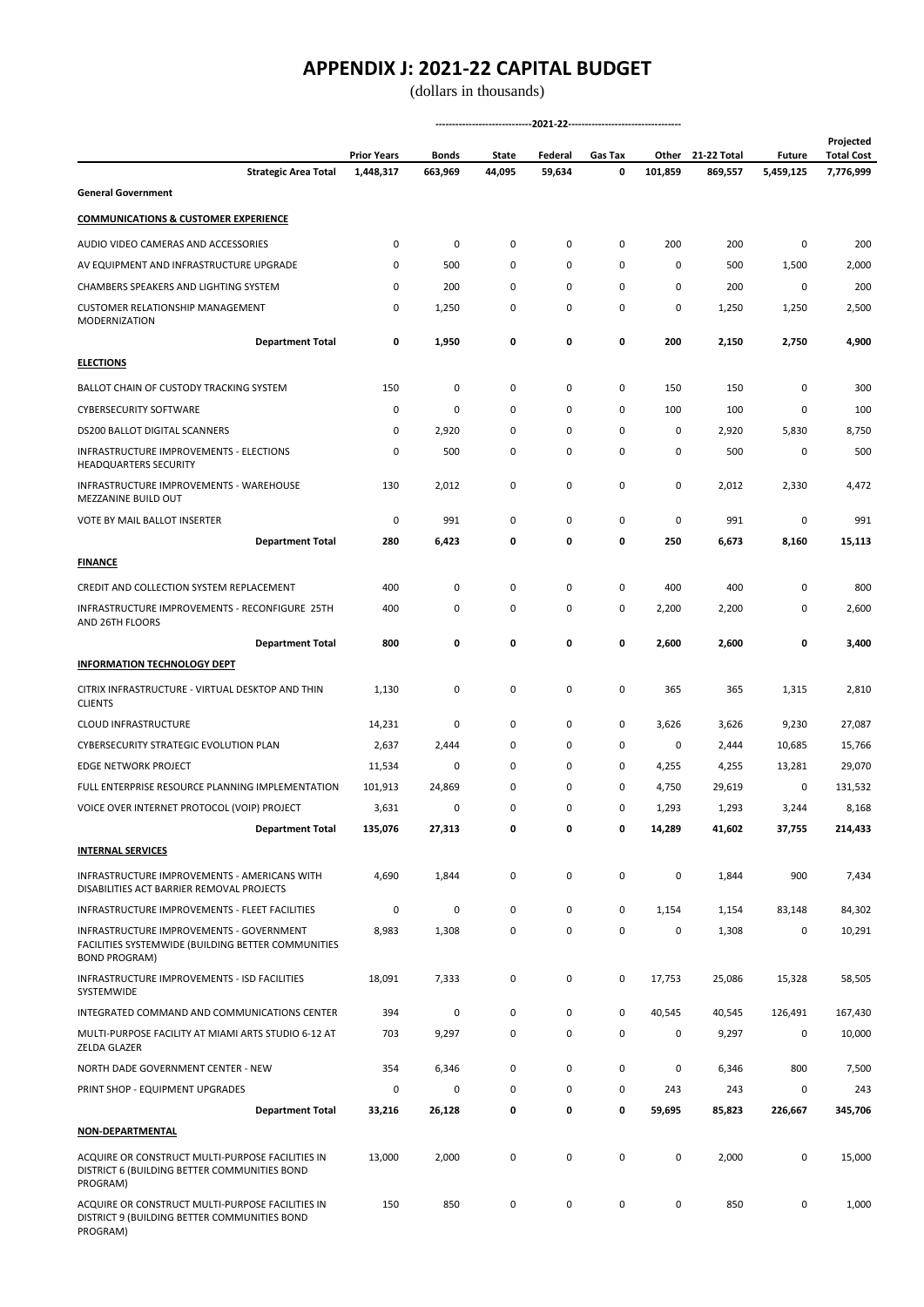# APPENDIX J: 2021-22 CAPITAL BUDGET

(dollars in thousands)

| | Prior Years | Bonds | State | Federal | Gas Tax | Other | 21-22 Total | Future | Projected Total Cost |
|---|---|---|---|---|---|---|---|---|---|
| | | ---------- | ---------- | 2021-22 | ---------- | ---------- | ---------- | | |
| **Strategic Area Total** | **1,448,317** | **663,969** | **44,095** | **59,634** | **0** | **101,859** | **869,557** | **5,459,125** | **7,776,999** |
| **General Government** | | | | | | | | | |
| **COMMUNICATIONS & CUSTOMER EXPERIENCE** | | | | | | | | | |
| AUDIO VIDEO CAMERAS AND ACCESSORIES | 0 | 0 | 0 | 0 | 0 | 200 | 200 | 0 | 200 |
| AV EQUIPMENT AND INFRASTRUCTURE UPGRADE | 0 | 500 | 0 | 0 | 0 | 0 | 500 | 1,500 | 2,000 |
| CHAMBERS SPEAKERS AND LIGHTING SYSTEM | 0 | 200 | 0 | 0 | 0 | 0 | 200 | 0 | 200 |
| CUSTOMER RELATIONSHIP MANAGEMENT MODERNIZATION | 0 | 1,250 | 0 | 0 | 0 | 0 | 1,250 | 1,250 | 2,500 |
| **Department Total** | **0** | **1,950** | **0** | **0** | **0** | **200** | **2,150** | **2,750** | **4,900** |
| **ELECTIONS** | | | | | | | | | |
| BALLOT CHAIN OF CUSTODY TRACKING SYSTEM | 150 | 0 | 0 | 0 | 0 | 150 | 150 | 0 | 300 |
| CYBERSECURITY SOFTWARE | 0 | 0 | 0 | 0 | 0 | 100 | 100 | 0 | 100 |
| DS200 BALLOT DIGITAL SCANNERS | 0 | 2,920 | 0 | 0 | 0 | 0 | 2,920 | 5,830 | 8,750 |
| INFRASTRUCTURE IMPROVEMENTS - ELECTIONS HEADQUARTERS SECURITY | 0 | 500 | 0 | 0 | 0 | 0 | 500 | 0 | 500 |
| INFRASTRUCTURE IMPROVEMENTS - WAREHOUSE MEZZANINE BUILD OUT | 130 | 2,012 | 0 | 0 | 0 | 0 | 2,012 | 2,330 | 4,472 |
| VOTE BY MAIL BALLOT INSERTER | 0 | 991 | 0 | 0 | 0 | 0 | 991 | 0 | 991 |
| **Department Total** | **280** | **6,423** | **0** | **0** | **0** | **250** | **6,673** | **8,160** | **15,113** |
| **FINANCE** | | | | | | | | | |
| CREDIT AND COLLECTION SYSTEM REPLACEMENT | 400 | 0 | 0 | 0 | 0 | 400 | 400 | 0 | 800 |
| INFRASTRUCTURE IMPROVEMENTS - RECONFIGURE 25TH AND 26TH FLOORS | 400 | 0 | 0 | 0 | 0 | 2,200 | 2,200 | 0 | 2,600 |
| **Department Total** | **800** | **0** | **0** | **0** | **0** | **2,600** | **2,600** | **0** | **3,400** |
| **INFORMATION TECHNOLOGY DEPT** | | | | | | | | | |
| CITRIX INFRASTRUCTURE - VIRTUAL DESKTOP AND THIN CLIENTS | 1,130 | 0 | 0 | 0 | 0 | 365 | 365 | 1,315 | 2,810 |
| CLOUD INFRASTRUCTURE | 14,231 | 0 | 0 | 0 | 0 | 3,626 | 3,626 | 9,230 | 27,087 |
| CYBERSECURITY STRATEGIC EVOLUTION PLAN | 2,637 | 2,444 | 0 | 0 | 0 | 0 | 2,444 | 10,685 | 15,766 |
| EDGE NETWORK PROJECT | 11,534 | 0 | 0 | 0 | 0 | 4,255 | 4,255 | 13,281 | 29,070 |
| FULL ENTERPRISE RESOURCE PLANNING IMPLEMENTATION | 101,913 | 24,869 | 0 | 0 | 0 | 4,750 | 29,619 | 0 | 131,532 |
| VOICE OVER INTERNET PROTOCOL (VOIP) PROJECT | 3,631 | 0 | 0 | 0 | 0 | 1,293 | 1,293 | 3,244 | 8,168 |
| **Department Total** | **135,076** | **27,313** | **0** | **0** | **0** | **14,289** | **41,602** | **37,755** | **214,433** |
| **INTERNAL SERVICES** | | | | | | | | | |
| INFRASTRUCTURE IMPROVEMENTS - AMERICANS WITH DISABILITIES ACT BARRIER REMOVAL PROJECTS | 4,690 | 1,844 | 0 | 0 | 0 | 0 | 1,844 | 900 | 7,434 |
| INFRASTRUCTURE IMPROVEMENTS - FLEET FACILITIES | 0 | 0 | 0 | 0 | 0 | 1,154 | 1,154 | 83,148 | 84,302 |
| INFRASTRUCTURE IMPROVEMENTS - GOVERNMENT FACILITIES SYSTEMWIDE (BUILDING BETTER COMMUNITIES BOND PROGRAM) | 8,983 | 1,308 | 0 | 0 | 0 | 0 | 1,308 | 0 | 10,291 |
| INFRASTRUCTURE IMPROVEMENTS - ISD FACILITIES SYSTEMWIDE | 18,091 | 7,333 | 0 | 0 | 0 | 17,753 | 25,086 | 15,328 | 58,505 |
| INTEGRATED COMMAND AND COMMUNICATIONS CENTER | 394 | 0 | 0 | 0 | 0 | 40,545 | 40,545 | 126,491 | 167,430 |
| MULTI-PURPOSE FACILITY AT MIAMI ARTS STUDIO 6-12 AT ZELDA GLAZER | 703 | 9,297 | 0 | 0 | 0 | 0 | 9,297 | 0 | 10,000 |
| NORTH DADE GOVERNMENT CENTER - NEW | 354 | 6,346 | 0 | 0 | 0 | 0 | 6,346 | 800 | 7,500 |
| PRINT SHOP - EQUIPMENT UPGRADES | 0 | 0 | 0 | 0 | 0 | 243 | 243 | 0 | 243 |
| **Department Total** | **33,216** | **26,128** | **0** | **0** | **0** | **59,695** | **85,823** | **226,667** | **345,706** |
| **NON-DEPARTMENTAL** | | | | | | | | | |
| ACQUIRE OR CONSTRUCT MULTI-PURPOSE FACILITIES IN DISTRICT 6 (BUILDING BETTER COMMUNITIES BOND PROGRAM) | 13,000 | 2,000 | 0 | 0 | 0 | 0 | 2,000 | 0 | 15,000 |
| ACQUIRE OR CONSTRUCT MULTI-PURPOSE FACILITIES IN DISTRICT 9 (BUILDING BETTER COMMUNITIES BOND PROGRAM) | 150 | 850 | 0 | 0 | 0 | 0 | 850 | 0 | 1,000 |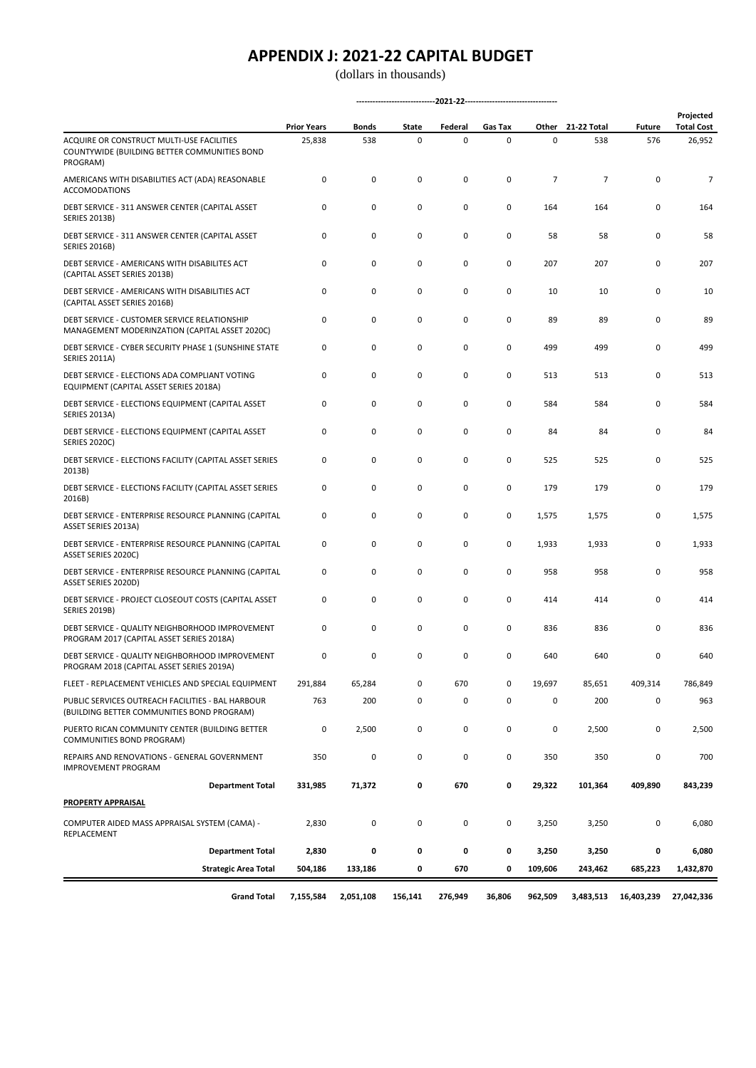# APPENDIX J: 2021-22 CAPITAL BUDGET

(dollars in thousands)

| | Prior Years | 2021-22 Bonds | 2021-22 State | 2021-22 Federal | 2021-22 Gas Tax | 2021-22 Other | 21-22 Total | Future | Projected Total Cost |
|---|---|---|---|---|---|---|---|---|---|
| ACQUIRE OR CONSTRUCT MULTI-USE FACILITIES COUNTYWIDE (BUILDING BETTER COMMUNITIES BOND PROGRAM) | 25,838 | 538 | 0 | 0 | 0 | 0 | 538 | 576 | 26,952 |
| AMERICANS WITH DISABILITIES ACT (ADA) REASONABLE ACCOMODATIONS | 0 | 0 | 0 | 0 | 0 | 7 | 7 | 0 | 7 |
| DEBT SERVICE - 311 ANSWER CENTER (CAPITAL ASSET SERIES 2013B) | 0 | 0 | 0 | 0 | 0 | 164 | 164 | 0 | 164 |
| DEBT SERVICE - 311 ANSWER CENTER (CAPITAL ASSET SERIES 2016B) | 0 | 0 | 0 | 0 | 0 | 58 | 58 | 0 | 58 |
| DEBT SERVICE - AMERICANS WITH DISABILITES ACT (CAPITAL ASSET SERIES 2013B) | 0 | 0 | 0 | 0 | 0 | 207 | 207 | 0 | 207 |
| DEBT SERVICE - AMERICANS WITH DISABILITIES ACT (CAPITAL ASSET SERIES 2016B) | 0 | 0 | 0 | 0 | 0 | 10 | 10 | 0 | 10 |
| DEBT SERVICE - CUSTOMER SERVICE RELATIONSHIP MANAGEMENT MODERINZATION (CAPITAL ASSET 2020C) | 0 | 0 | 0 | 0 | 0 | 89 | 89 | 0 | 89 |
| DEBT SERVICE - CYBER SECURITY PHASE 1 (SUNSHINE STATE SERIES 2011A) | 0 | 0 | 0 | 0 | 0 | 499 | 499 | 0 | 499 |
| DEBT SERVICE - ELECTIONS ADA COMPLIANT VOTING EQUIPMENT (CAPITAL ASSET SERIES 2018A) | 0 | 0 | 0 | 0 | 0 | 513 | 513 | 0 | 513 |
| DEBT SERVICE - ELECTIONS EQUIPMENT (CAPITAL ASSET SERIES 2013A) | 0 | 0 | 0 | 0 | 0 | 584 | 584 | 0 | 584 |
| DEBT SERVICE - ELECTIONS EQUIPMENT (CAPITAL ASSET SERIES 2020C) | 0 | 0 | 0 | 0 | 0 | 84 | 84 | 0 | 84 |
| DEBT SERVICE - ELECTIONS FACILITY (CAPITAL ASSET SERIES 2013B) | 0 | 0 | 0 | 0 | 0 | 525 | 525 | 0 | 525 |
| DEBT SERVICE - ELECTIONS FACILITY (CAPITAL ASSET SERIES 2016B) | 0 | 0 | 0 | 0 | 0 | 179 | 179 | 0 | 179 |
| DEBT SERVICE - ENTERPRISE RESOURCE PLANNING (CAPITAL ASSET SERIES 2013A) | 0 | 0 | 0 | 0 | 0 | 1,575 | 1,575 | 0 | 1,575 |
| DEBT SERVICE - ENTERPRISE RESOURCE PLANNING (CAPITAL ASSET SERIES 2020C) | 0 | 0 | 0 | 0 | 0 | 1,933 | 1,933 | 0 | 1,933 |
| DEBT SERVICE - ENTERPRISE RESOURCE PLANNING (CAPITAL ASSET SERIES 2020D) | 0 | 0 | 0 | 0 | 0 | 958 | 958 | 0 | 958 |
| DEBT SERVICE - PROJECT CLOSEOUT COSTS (CAPITAL ASSET SERIES 2019B) | 0 | 0 | 0 | 0 | 0 | 414 | 414 | 0 | 414 |
| DEBT SERVICE - QUALITY NEIGHBORHOOD IMPROVEMENT PROGRAM 2017 (CAPITAL ASSET SERIES 2018A) | 0 | 0 | 0 | 0 | 0 | 836 | 836 | 0 | 836 |
| DEBT SERVICE - QUALITY NEIGHBORHOOD IMPROVEMENT PROGRAM 2018 (CAPITAL ASSET SERIES 2019A) | 0 | 0 | 0 | 0 | 0 | 640 | 640 | 0 | 640 |
| FLEET - REPLACEMENT VEHICLES AND SPECIAL EQUIPMENT | 291,884 | 65,284 | 0 | 670 | 0 | 19,697 | 85,651 | 409,314 | 786,849 |
| PUBLIC SERVICES OUTREACH FACILITIES - BAL HARBOUR (BUILDING BETTER COMMUNITIES BOND PROGRAM) | 763 | 200 | 0 | 0 | 0 | 0 | 200 | 0 | 963 |
| PUERTO RICAN COMMUNITY CENTER (BUILDING BETTER COMMUNITIES BOND PROGRAM) | 0 | 2,500 | 0 | 0 | 0 | 0 | 2,500 | 0 | 2,500 |
| REPAIRS AND RENOVATIONS - GENERAL GOVERNMENT IMPROVEMENT PROGRAM | 350 | 0 | 0 | 0 | 0 | 350 | 350 | 0 | 700 |
| **Department Total** | **331,985** | **71,372** | **0** | **670** | **0** | **29,322** | **101,364** | **409,890** | **843,239** |
| **PROPERTY APPRAISAL** | | | | | | | | | |
| COMPUTER AIDED MASS APPRAISAL SYSTEM (CAMA) - REPLACEMENT | 2,830 | 0 | 0 | 0 | 0 | 3,250 | 3,250 | 0 | 6,080 |
| **Department Total** | **2,830** | **0** | **0** | **0** | **0** | **3,250** | **3,250** | **0** | **6,080** |
| **Strategic Area Total** | **504,186** | **133,186** | **0** | **670** | **0** | **109,606** | **243,462** | **685,223** | **1,432,870** |
| **Grand Total** | **7,155,584** | **2,051,108** | **156,141** | **276,949** | **36,806** | **962,509** | **3,483,513** | **16,403,239** | **27,042,336** |